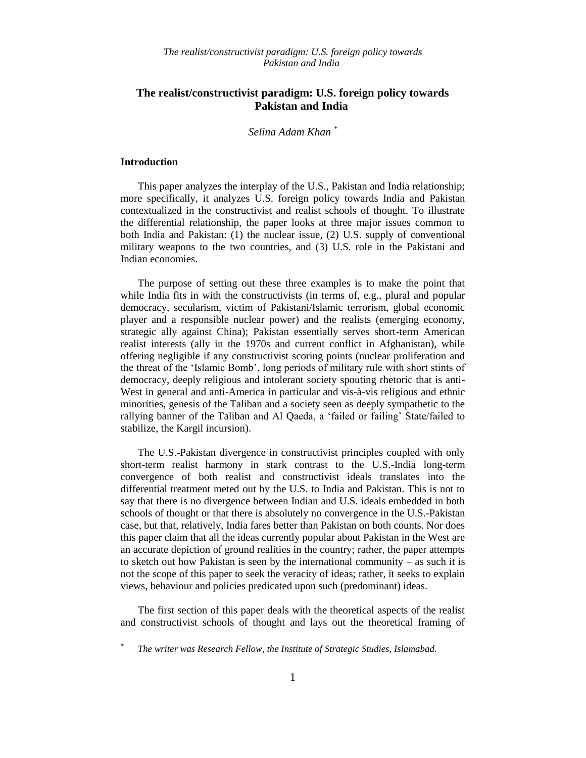# The realist/constructivist paradigm: U.S. foreign policy towards Pakistan and India

*Selina Adam Khan* [*]

## Introduction

This paper analyzes the interplay of the U.S., Pakistan and India relationship; more specifically, it analyzes U.S. foreign policy towards India and Pakistan contextualized in the constructivist and realist schools of thought. To illustrate the differential relationship, the paper looks at three major issues common to both India and Pakistan: (1) the nuclear issue, (2) U.S. supply of conventional military weapons to the two countries, and (3) U.S. role in the Pakistani and Indian economies.

The purpose of setting out these three examples is to make the point that while India fits in with the constructivists (in terms of, e.g., plural and popular democracy, secularism, victim of Pakistani/Islamic terrorism, global economic player and a responsible nuclear power) and the realists (emerging economy, strategic ally against China); Pakistan essentially serves short-term American realist interests (ally in the 1970s and current conflict in Afghanistan), while offering negligible if any constructivist scoring points (nuclear proliferation and the threat of the 'Islamic Bomb', long periods of military rule with short stints of democracy, deeply religious and intolerant society spouting rhetoric that is anti-West in general and anti-America in particular and vis-à-vis religious and ethnic minorities, genesis of the Taliban and a society seen as deeply sympathetic to the rallying banner of the Taliban and Al Qaeda, a 'failed or failing' State/failed to stabilize, the Kargil incursion).

The U.S.-Pakistan divergence in constructivist principles coupled with only short-term realist harmony in stark contrast to the U.S.-India long-term convergence of both realist and constructivist ideals translates into the differential treatment meted out by the U.S. to India and Pakistan. This is not to say that there is no divergence between Indian and U.S. ideals embedded in both schools of thought or that there is absolutely no convergence in the U.S.-Pakistan case, but that, relatively, India fares better than Pakistan on both counts. Nor does this paper claim that all the ideas currently popular about Pakistan in the West are an accurate depiction of ground realities in the country; rather, the paper attempts to sketch out how Pakistan is seen by the international community – as such it is not the scope of this paper to seek the veracity of ideas; rather, it seeks to explain views, behaviour and policies predicated upon such (predominant) ideas.

The first section of this paper deals with the theoretical aspects of the realist and constructivist schools of thought and lays out the theoretical framing of

[*] *The writer was Research Fellow, the Institute of Strategic Studies, Islamabad.*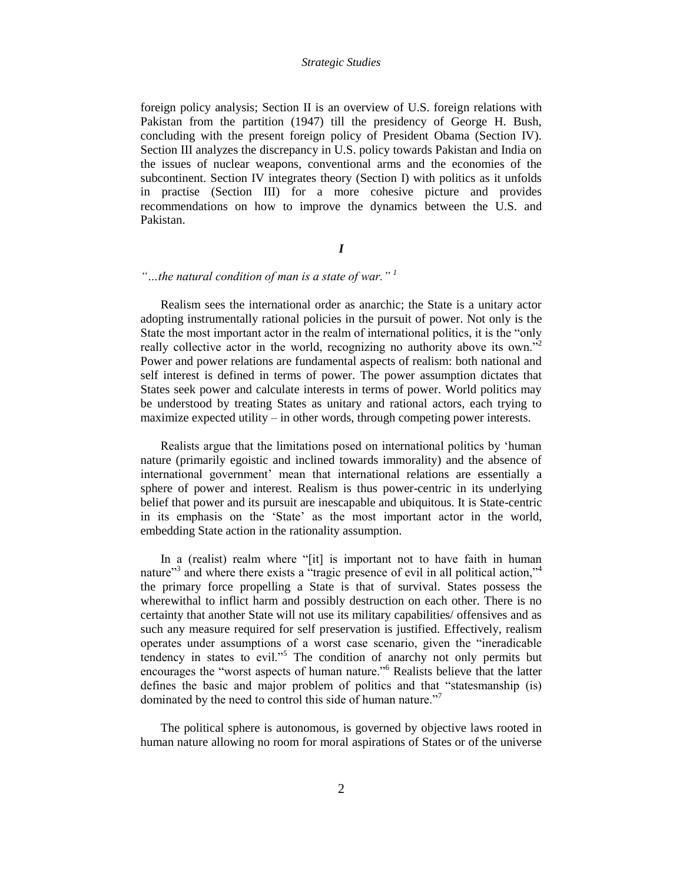foreign policy analysis; Section II is an overview of U.S. foreign relations with Pakistan from the partition (1947) till the presidency of George H. Bush, concluding with the present foreign policy of President Obama (Section IV). Section III analyzes the discrepancy in U.S. policy towards Pakistan and India on the issues of nuclear weapons, conventional arms and the economies of the subcontinent. Section IV integrates theory (Section I) with politics as it unfolds in practise (Section III) for a more cohesive picture and provides recommendations on how to improve the dynamics between the U.S. and Pakistan.

## *I*

*"…the natural condition of man is a state of war."* [1]

Realism sees the international order as anarchic; the State is a unitary actor adopting instrumentally rational policies in the pursuit of power. Not only is the State the most important actor in the realm of international politics, it is the "only really collective actor in the world, recognizing no authority above its own."[2] Power and power relations are fundamental aspects of realism: both national and self interest is defined in terms of power. The power assumption dictates that States seek power and calculate interests in terms of power. World politics may be understood by treating States as unitary and rational actors, each trying to maximize expected utility – in other words, through competing power interests.

Realists argue that the limitations posed on international politics by 'human nature (primarily egoistic and inclined towards immorality) and the absence of international government' mean that international relations are essentially a sphere of power and interest. Realism is thus power-centric in its underlying belief that power and its pursuit are inescapable and ubiquitous. It is State-centric in its emphasis on the 'State' as the most important actor in the world, embedding State action in the rationality assumption.

In a (realist) realm where "[it] is important not to have faith in human nature"[3] and where there exists a "tragic presence of evil in all political action,"[4] the primary force propelling a State is that of survival. States possess the wherewithal to inflict harm and possibly destruction on each other. There is no certainty that another State will not use its military capabilities/ offensives and as such any measure required for self preservation is justified. Effectively, realism operates under assumptions of a worst case scenario, given the "ineradicable tendency in states to evil."[5] The condition of anarchy not only permits but encourages the "worst aspects of human nature."[6] Realists believe that the latter defines the basic and major problem of politics and that "statesmanship (is) dominated by the need to control this side of human nature."[7]

The political sphere is autonomous, is governed by objective laws rooted in human nature allowing no room for moral aspirations of States or of the universe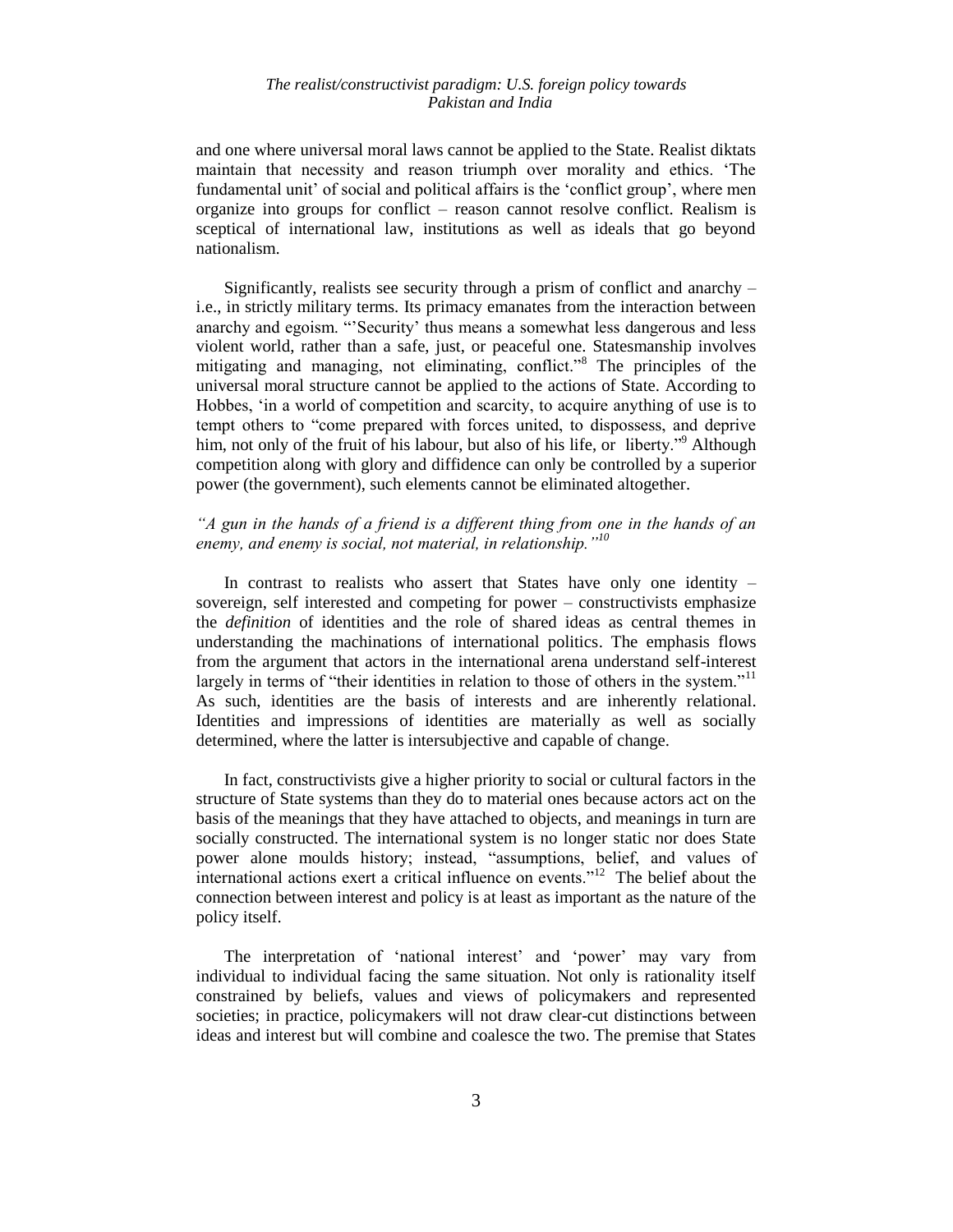and one where universal moral laws cannot be applied to the State. Realist diktats maintain that necessity and reason triumph over morality and ethics. 'The fundamental unit' of social and political affairs is the 'conflict group', where men organize into groups for conflict – reason cannot resolve conflict. Realism is sceptical of international law, institutions as well as ideals that go beyond nationalism.

Significantly, realists see security through a prism of conflict and anarchy – i.e., in strictly military terms. Its primacy emanates from the interaction between anarchy and egoism. "'Security' thus means a somewhat less dangerous and less violent world, rather than a safe, just, or peaceful one. Statesmanship involves mitigating and managing, not eliminating, conflict."[8] The principles of the universal moral structure cannot be applied to the actions of State. According to Hobbes, 'in a world of competition and scarcity, to acquire anything of use is to tempt others to "come prepared with forces united, to dispossess, and deprive him, not only of the fruit of his labour, but also of his life, or liberty."[9] Although competition along with glory and diffidence can only be controlled by a superior power (the government), such elements cannot be eliminated altogether.

*"A gun in the hands of a friend is a different thing from one in the hands of an enemy, and enemy is social, not material, in relationship."[10]*

In contrast to realists who assert that States have only one identity – sovereign, self interested and competing for power – constructivists emphasize the *definition* of identities and the role of shared ideas as central themes in understanding the machinations of international politics. The emphasis flows from the argument that actors in the international arena understand self-interest largely in terms of "their identities in relation to those of others in the system."[11] As such, identities are the basis of interests and are inherently relational. Identities and impressions of identities are materially as well as socially determined, where the latter is intersubjective and capable of change.

In fact, constructivists give a higher priority to social or cultural factors in the structure of State systems than they do to material ones because actors act on the basis of the meanings that they have attached to objects, and meanings in turn are socially constructed. The international system is no longer static nor does State power alone moulds history; instead, "assumptions, belief, and values of international actions exert a critical influence on events."[12] The belief about the connection between interest and policy is at least as important as the nature of the policy itself.

The interpretation of 'national interest' and 'power' may vary from individual to individual facing the same situation. Not only is rationality itself constrained by beliefs, values and views of policymakers and represented societies; in practice, policymakers will not draw clear-cut distinctions between ideas and interest but will combine and coalesce the two. The premise that States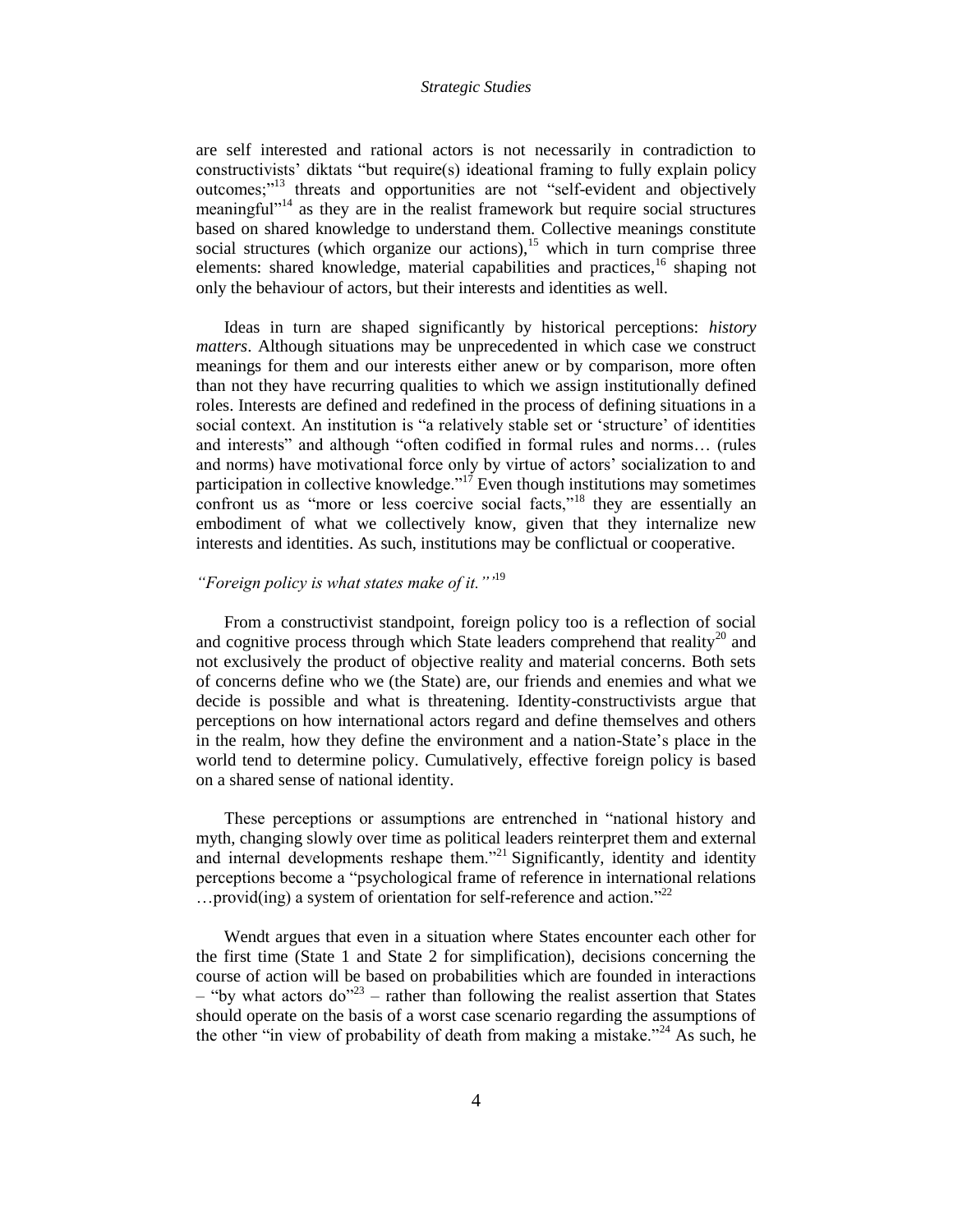are self interested and rational actors is not necessarily in contradiction to constructivists' diktats "but require(s) ideational framing to fully explain policy outcomes;"[13] threats and opportunities are not "self-evident and objectively meaningful"[14] as they are in the realist framework but require social structures based on shared knowledge to understand them. Collective meanings constitute social structures (which organize our actions),[15] which in turn comprise three elements: shared knowledge, material capabilities and practices,[16] shaping not only the behaviour of actors, but their interests and identities as well.

Ideas in turn are shaped significantly by historical perceptions: *history matters*. Although situations may be unprecedented in which case we construct meanings for them and our interests either anew or by comparison, more often than not they have recurring qualities to which we assign institutionally defined roles. Interests are defined and redefined in the process of defining situations in a social context. An institution is "a relatively stable set or 'structure' of identities and interests" and although "often codified in formal rules and norms… (rules and norms) have motivational force only by virtue of actors' socialization to and participation in collective knowledge."[17] Even though institutions may sometimes confront us as "more or less coercive social facts,"[18] they are essentially an embodiment of what we collectively know, given that they internalize new interests and identities. As such, institutions may be conflictual or cooperative.

### *"Foreign policy is what states make of it."*[19]

From a constructivist standpoint, foreign policy too is a reflection of social and cognitive process through which State leaders comprehend that reality[20] and not exclusively the product of objective reality and material concerns. Both sets of concerns define who we (the State) are, our friends and enemies and what we decide is possible and what is threatening. Identity-constructivists argue that perceptions on how international actors regard and define themselves and others in the realm, how they define the environment and a nation-State's place in the world tend to determine policy. Cumulatively, effective foreign policy is based on a shared sense of national identity.

These perceptions or assumptions are entrenched in "national history and myth, changing slowly over time as political leaders reinterpret them and external and internal developments reshape them."[21] Significantly, identity and identity perceptions become a "psychological frame of reference in international relations …provid(ing) a system of orientation for self-reference and action."[22]

Wendt argues that even in a situation where States encounter each other for the first time (State 1 and State 2 for simplification), decisions concerning the course of action will be based on probabilities which are founded in interactions – "by what actors do"[23] – rather than following the realist assertion that States should operate on the basis of a worst case scenario regarding the assumptions of the other "in view of probability of death from making a mistake."[24] As such, he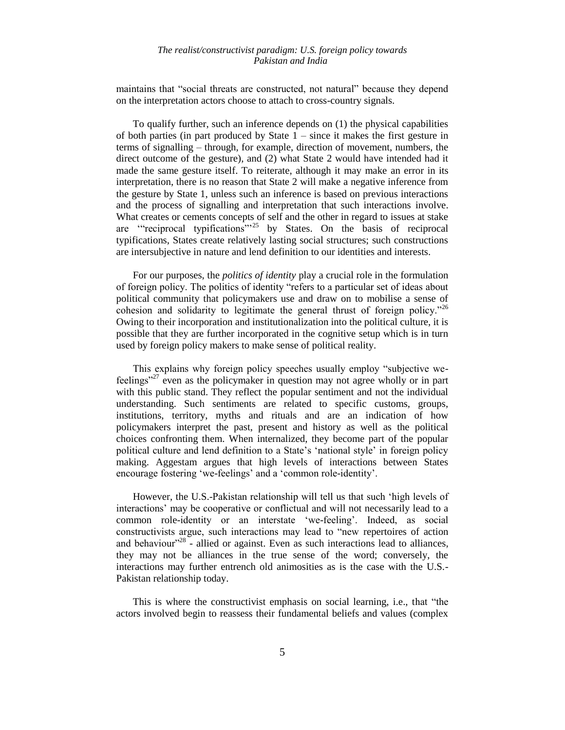maintains that "social threats are constructed, not natural" because they depend on the interpretation actors choose to attach to cross-country signals.

To qualify further, such an inference depends on (1) the physical capabilities of both parties (in part produced by State 1 – since it makes the first gesture in terms of signalling – through, for example, direction of movement, numbers, the direct outcome of the gesture), and (2) what State 2 would have intended had it made the same gesture itself. To reiterate, although it may make an error in its interpretation, there is no reason that State 2 will make a negative inference from the gesture by State 1, unless such an inference is based on previous interactions and the process of signalling and interpretation that such interactions involve. What creates or cements concepts of self and the other in regard to issues at stake are '"reciprocal typifications"'[25] by States. On the basis of reciprocal typifications, States create relatively lasting social structures; such constructions are intersubjective in nature and lend definition to our identities and interests.

For our purposes, the *politics of identity* play a crucial role in the formulation of foreign policy. The politics of identity "refers to a particular set of ideas about political community that policymakers use and draw on to mobilise a sense of cohesion and solidarity to legitimate the general thrust of foreign policy."[26] Owing to their incorporation and institutionalization into the political culture, it is possible that they are further incorporated in the cognitive setup which is in turn used by foreign policy makers to make sense of political reality.

This explains why foreign policy speeches usually employ "subjective we-feelings"[27] even as the policymaker in question may not agree wholly or in part with this public stand. They reflect the popular sentiment and not the individual understanding. Such sentiments are related to specific customs, groups, institutions, territory, myths and rituals and are an indication of how policymakers interpret the past, present and history as well as the political choices confronting them. When internalized, they become part of the popular political culture and lend definition to a State's 'national style' in foreign policy making. Aggestam argues that high levels of interactions between States encourage fostering 'we-feelings' and a 'common role-identity'.

However, the U.S.-Pakistan relationship will tell us that such 'high levels of interactions' may be cooperative or conflictual and will not necessarily lead to a common role-identity or an interstate 'we-feeling'. Indeed, as social constructivists argue, such interactions may lead to "new repertoires of action and behaviour"[28] - allied or against. Even as such interactions lead to alliances, they may not be alliances in the true sense of the word; conversely, the interactions may further entrench old animosities as is the case with the U.S.-Pakistan relationship today.

This is where the constructivist emphasis on social learning, i.e., that "the actors involved begin to reassess their fundamental beliefs and values (complex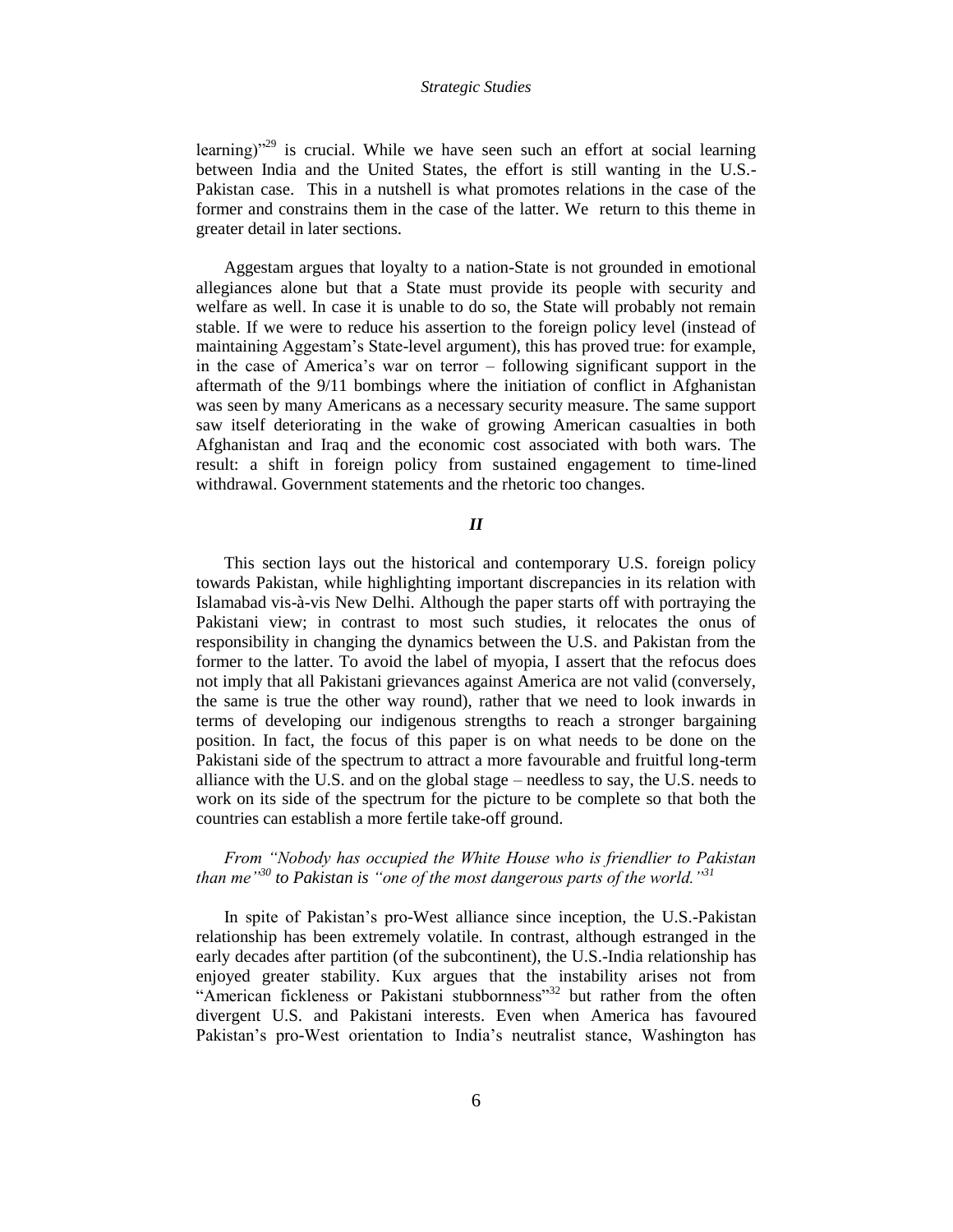learning)"[29] is crucial. While we have seen such an effort at social learning between India and the United States, the effort is still wanting in the U.S.-Pakistan case. This in a nutshell is what promotes relations in the case of the former and constrains them in the case of the latter. We return to this theme in greater detail in later sections.

Aggestam argues that loyalty to a nation-State is not grounded in emotional allegiances alone but that a State must provide its people with security and welfare as well. In case it is unable to do so, the State will probably not remain stable. If we were to reduce his assertion to the foreign policy level (instead of maintaining Aggestam's State-level argument), this has proved true: for example, in the case of America's war on terror – following significant support in the aftermath of the 9/11 bombings where the initiation of conflict in Afghanistan was seen by many Americans as a necessary security measure. The same support saw itself deteriorating in the wake of growing American casualties in both Afghanistan and Iraq and the economic cost associated with both wars. The result: a shift in foreign policy from sustained engagement to time-lined withdrawal. Government statements and the rhetoric too changes.

## II

This section lays out the historical and contemporary U.S. foreign policy towards Pakistan, while highlighting important discrepancies in its relation with Islamabad vis-à-vis New Delhi. Although the paper starts off with portraying the Pakistani view; in contrast to most such studies, it relocates the onus of responsibility in changing the dynamics between the U.S. and Pakistan from the former to the latter. To avoid the label of myopia, I assert that the refocus does not imply that all Pakistani grievances against America are not valid (conversely, the same is true the other way round), rather that we need to look inwards in terms of developing our indigenous strengths to reach a stronger bargaining position. In fact, the focus of this paper is on what needs to be done on the Pakistani side of the spectrum to attract a more favourable and fruitful long-term alliance with the U.S. and on the global stage – needless to say, the U.S. needs to work on its side of the spectrum for the picture to be complete so that both the countries can establish a more fertile take-off ground.

### *From "Nobody has occupied the White House who is friendlier to Pakistan than me"[30] to Pakistan is "one of the most dangerous parts of the world."[31]*

In spite of Pakistan's pro-West alliance since inception, the U.S.-Pakistan relationship has been extremely volatile. In contrast, although estranged in the early decades after partition (of the subcontinent), the U.S.-India relationship has enjoyed greater stability. Kux argues that the instability arises not from "American fickleness or Pakistani stubbornness"[32] but rather from the often divergent U.S. and Pakistani interests. Even when America has favoured Pakistan's pro-West orientation to India's neutralist stance, Washington has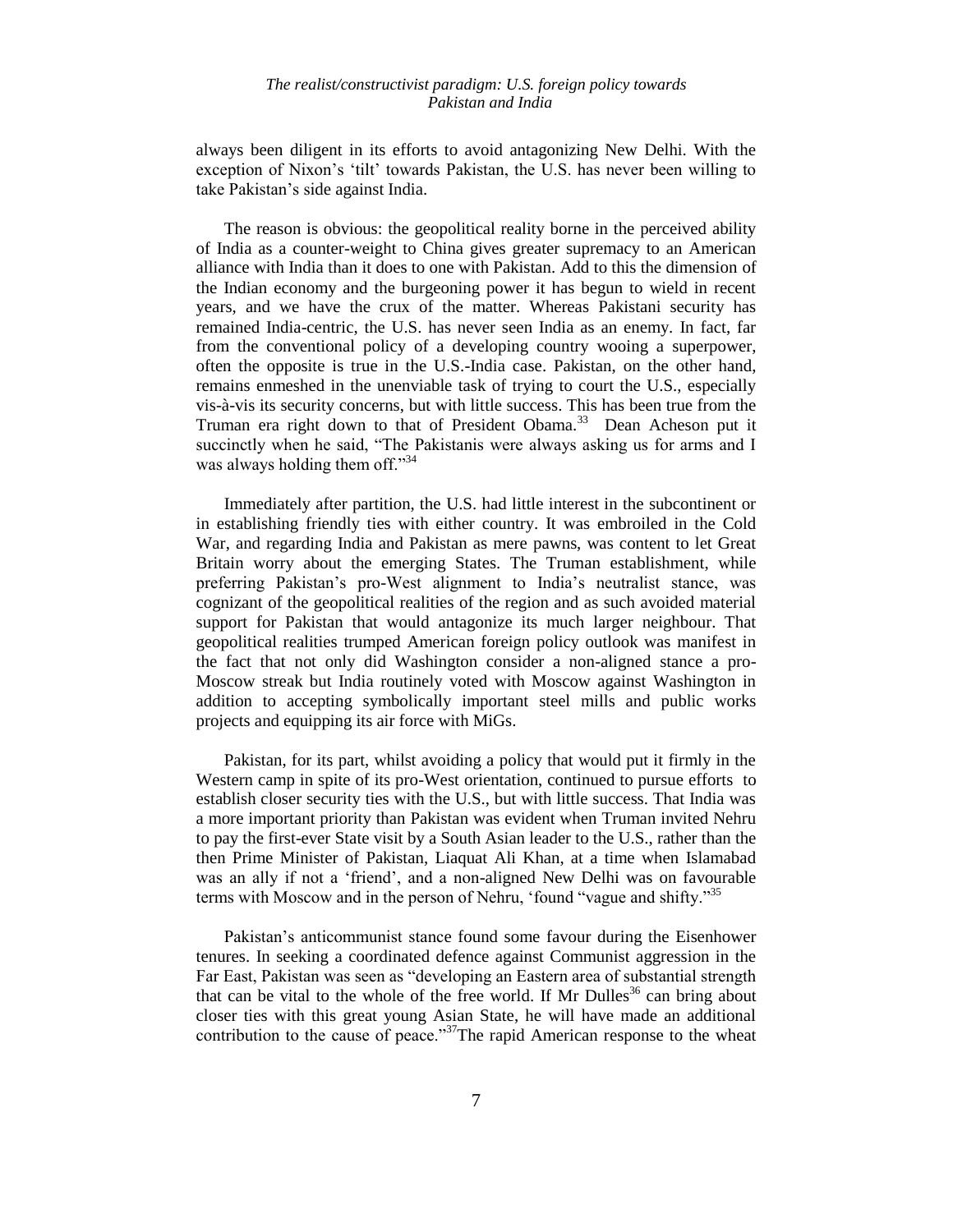always been diligent in its efforts to avoid antagonizing New Delhi. With the exception of Nixon's 'tilt' towards Pakistan, the U.S. has never been willing to take Pakistan's side against India.

The reason is obvious: the geopolitical reality borne in the perceived ability of India as a counter-weight to China gives greater supremacy to an American alliance with India than it does to one with Pakistan. Add to this the dimension of the Indian economy and the burgeoning power it has begun to wield in recent years, and we have the crux of the matter. Whereas Pakistani security has remained India-centric, the U.S. has never seen India as an enemy. In fact, far from the conventional policy of a developing country wooing a superpower, often the opposite is true in the U.S.-India case. Pakistan, on the other hand, remains enmeshed in the unenviable task of trying to court the U.S., especially vis-à-vis its security concerns, but with little success. This has been true from the Truman era right down to that of President Obama.[33] Dean Acheson put it succinctly when he said, "The Pakistanis were always asking us for arms and I was always holding them off."[34]

Immediately after partition, the U.S. had little interest in the subcontinent or in establishing friendly ties with either country. It was embroiled in the Cold War, and regarding India and Pakistan as mere pawns, was content to let Great Britain worry about the emerging States. The Truman establishment, while preferring Pakistan's pro-West alignment to India's neutralist stance, was cognizant of the geopolitical realities of the region and as such avoided material support for Pakistan that would antagonize its much larger neighbour. That geopolitical realities trumped American foreign policy outlook was manifest in the fact that not only did Washington consider a non-aligned stance a pro-Moscow streak but India routinely voted with Moscow against Washington in addition to accepting symbolically important steel mills and public works projects and equipping its air force with MiGs.

Pakistan, for its part, whilst avoiding a policy that would put it firmly in the Western camp in spite of its pro-West orientation, continued to pursue efforts to establish closer security ties with the U.S., but with little success. That India was a more important priority than Pakistan was evident when Truman invited Nehru to pay the first-ever State visit by a South Asian leader to the U.S., rather than the then Prime Minister of Pakistan, Liaquat Ali Khan, at a time when Islamabad was an ally if not a 'friend', and a non-aligned New Delhi was on favourable terms with Moscow and in the person of Nehru, 'found "vague and shifty."[35]

Pakistan's anticommunist stance found some favour during the Eisenhower tenures. In seeking a coordinated defence against Communist aggression in the Far East, Pakistan was seen as "developing an Eastern area of substantial strength that can be vital to the whole of the free world. If Mr Dulles[36] can bring about closer ties with this great young Asian State, he will have made an additional contribution to the cause of peace."[37]The rapid American response to the wheat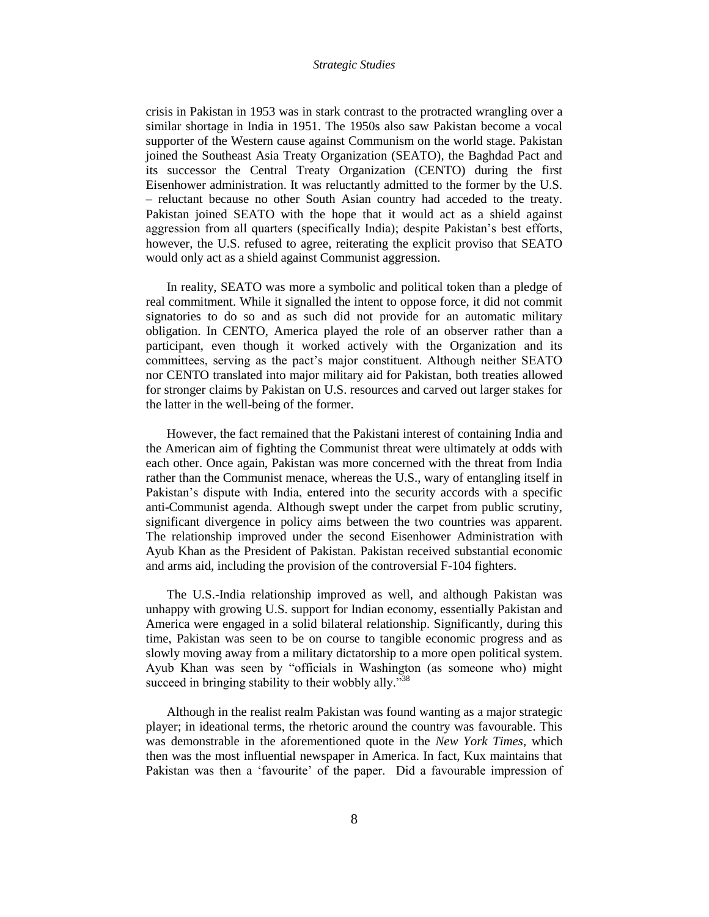crisis in Pakistan in 1953 was in stark contrast to the protracted wrangling over a similar shortage in India in 1951. The 1950s also saw Pakistan become a vocal supporter of the Western cause against Communism on the world stage. Pakistan joined the Southeast Asia Treaty Organization (SEATO), the Baghdad Pact and its successor the Central Treaty Organization (CENTO) during the first Eisenhower administration. It was reluctantly admitted to the former by the U.S. – reluctant because no other South Asian country had acceded to the treaty. Pakistan joined SEATO with the hope that it would act as a shield against aggression from all quarters (specifically India); despite Pakistan's best efforts, however, the U.S. refused to agree, reiterating the explicit proviso that SEATO would only act as a shield against Communist aggression.

In reality, SEATO was more a symbolic and political token than a pledge of real commitment. While it signalled the intent to oppose force, it did not commit signatories to do so and as such did not provide for an automatic military obligation. In CENTO, America played the role of an observer rather than a participant, even though it worked actively with the Organization and its committees, serving as the pact's major constituent. Although neither SEATO nor CENTO translated into major military aid for Pakistan, both treaties allowed for stronger claims by Pakistan on U.S. resources and carved out larger stakes for the latter in the well-being of the former.

However, the fact remained that the Pakistani interest of containing India and the American aim of fighting the Communist threat were ultimately at odds with each other. Once again, Pakistan was more concerned with the threat from India rather than the Communist menace, whereas the U.S., wary of entangling itself in Pakistan's dispute with India, entered into the security accords with a specific anti-Communist agenda. Although swept under the carpet from public scrutiny, significant divergence in policy aims between the two countries was apparent. The relationship improved under the second Eisenhower Administration with Ayub Khan as the President of Pakistan. Pakistan received substantial economic and arms aid, including the provision of the controversial F-104 fighters.

The U.S.-India relationship improved as well, and although Pakistan was unhappy with growing U.S. support for Indian economy, essentially Pakistan and America were engaged in a solid bilateral relationship. Significantly, during this time, Pakistan was seen to be on course to tangible economic progress and as slowly moving away from a military dictatorship to a more open political system. Ayub Khan was seen by "officials in Washington (as someone who) might succeed in bringing stability to their wobbly ally."[38]

Although in the realist realm Pakistan was found wanting as a major strategic player; in ideational terms, the rhetoric around the country was favourable. This was demonstrable in the aforementioned quote in the *New York Times*, which then was the most influential newspaper in America. In fact, Kux maintains that Pakistan was then a 'favourite' of the paper. Did a favourable impression of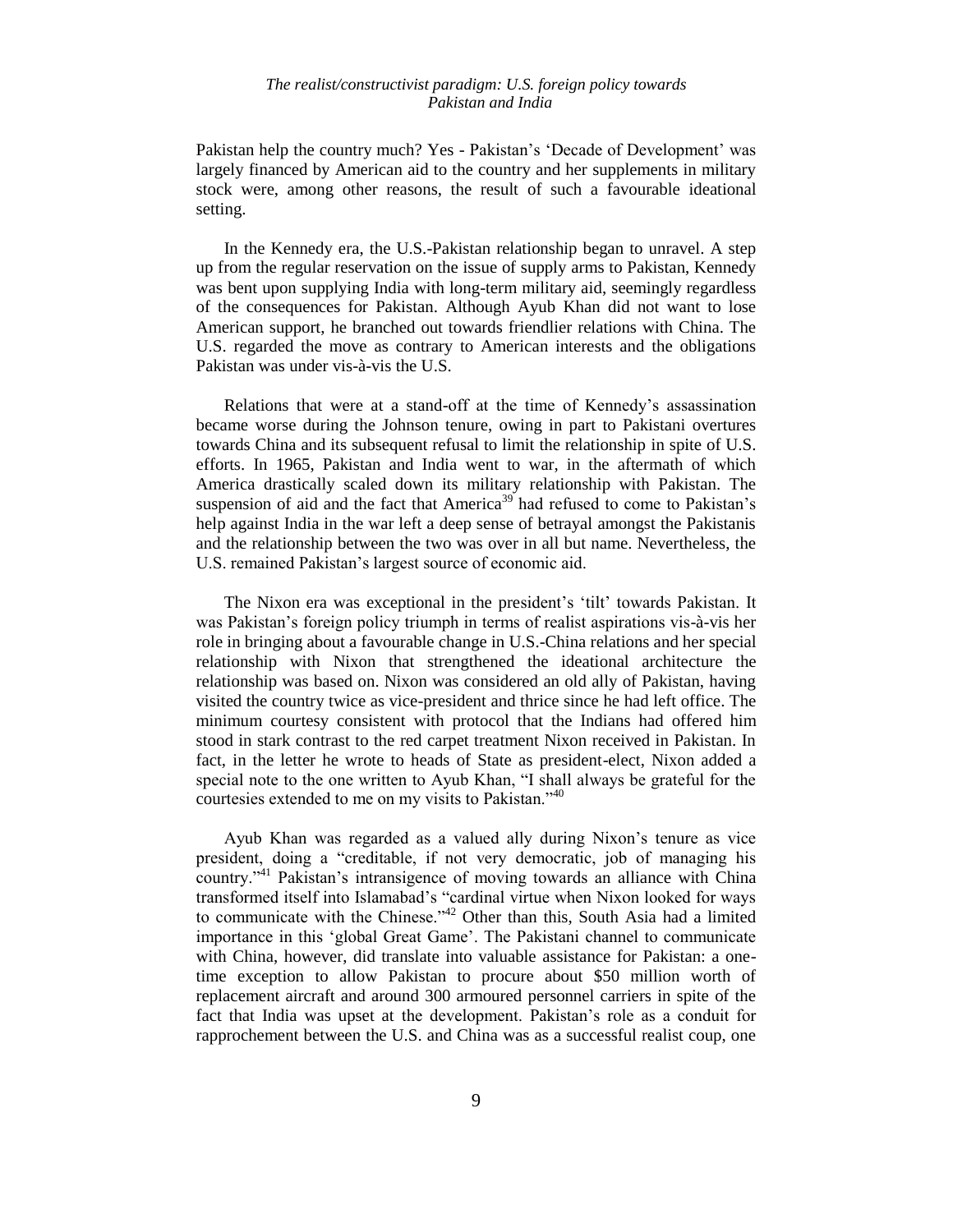Pakistan help the country much? Yes - Pakistan's 'Decade of Development' was largely financed by American aid to the country and her supplements in military stock were, among other reasons, the result of such a favourable ideational setting.

In the Kennedy era, the U.S.-Pakistan relationship began to unravel. A step up from the regular reservation on the issue of supply arms to Pakistan, Kennedy was bent upon supplying India with long-term military aid, seemingly regardless of the consequences for Pakistan. Although Ayub Khan did not want to lose American support, he branched out towards friendlier relations with China. The U.S. regarded the move as contrary to American interests and the obligations Pakistan was under vis-à-vis the U.S.

Relations that were at a stand-off at the time of Kennedy's assassination became worse during the Johnson tenure, owing in part to Pakistani overtures towards China and its subsequent refusal to limit the relationship in spite of U.S. efforts. In 1965, Pakistan and India went to war, in the aftermath of which America drastically scaled down its military relationship with Pakistan. The suspension of aid and the fact that America[39] had refused to come to Pakistan's help against India in the war left a deep sense of betrayal amongst the Pakistanis and the relationship between the two was over in all but name. Nevertheless, the U.S. remained Pakistan's largest source of economic aid.

The Nixon era was exceptional in the president's 'tilt' towards Pakistan. It was Pakistan's foreign policy triumph in terms of realist aspirations vis-à-vis her role in bringing about a favourable change in U.S.-China relations and her special relationship with Nixon that strengthened the ideational architecture the relationship was based on. Nixon was considered an old ally of Pakistan, having visited the country twice as vice-president and thrice since he had left office. The minimum courtesy consistent with protocol that the Indians had offered him stood in stark contrast to the red carpet treatment Nixon received in Pakistan. In fact, in the letter he wrote to heads of State as president-elect, Nixon added a special note to the one written to Ayub Khan, "I shall always be grateful for the courtesies extended to me on my visits to Pakistan."[40]

Ayub Khan was regarded as a valued ally during Nixon's tenure as vice president, doing a "creditable, if not very democratic, job of managing his country."[41] Pakistan's intransigence of moving towards an alliance with China transformed itself into Islamabad's "cardinal virtue when Nixon looked for ways to communicate with the Chinese."[42] Other than this, South Asia had a limited importance in this 'global Great Game'. The Pakistani channel to communicate with China, however, did translate into valuable assistance for Pakistan: a one-time exception to allow Pakistan to procure about \$50 million worth of replacement aircraft and around 300 armoured personnel carriers in spite of the fact that India was upset at the development. Pakistan's role as a conduit for rapprochement between the U.S. and China was as a successful realist coup, one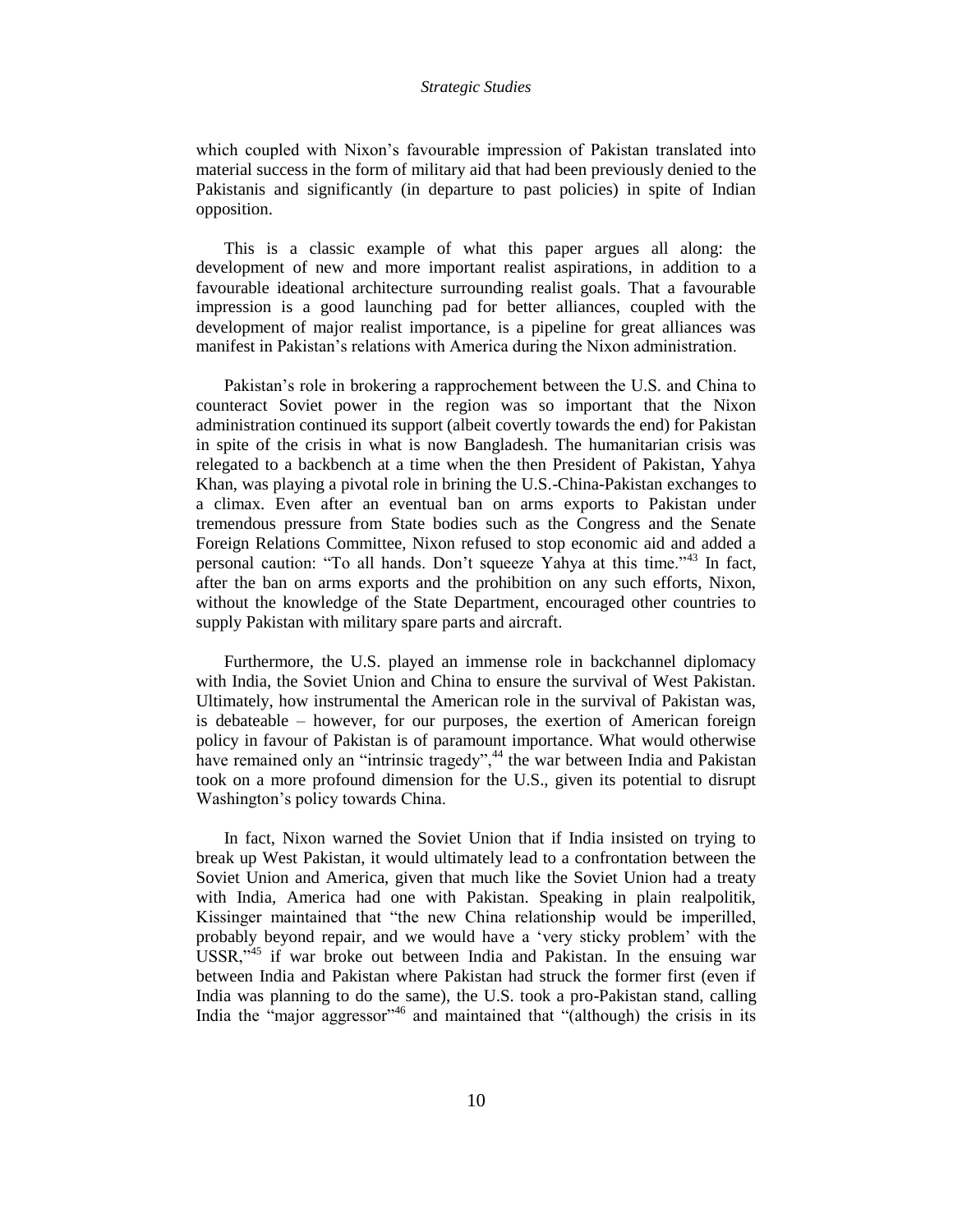which coupled with Nixon's favourable impression of Pakistan translated into material success in the form of military aid that had been previously denied to the Pakistanis and significantly (in departure to past policies) in spite of Indian opposition.

This is a classic example of what this paper argues all along: the development of new and more important realist aspirations, in addition to a favourable ideational architecture surrounding realist goals. That a favourable impression is a good launching pad for better alliances, coupled with the development of major realist importance, is a pipeline for great alliances was manifest in Pakistan's relations with America during the Nixon administration.

Pakistan's role in brokering a rapprochement between the U.S. and China to counteract Soviet power in the region was so important that the Nixon administration continued its support (albeit covertly towards the end) for Pakistan in spite of the crisis in what is now Bangladesh. The humanitarian crisis was relegated to a backbench at a time when the then President of Pakistan, Yahya Khan, was playing a pivotal role in brining the U.S.-China-Pakistan exchanges to a climax. Even after an eventual ban on arms exports to Pakistan under tremendous pressure from State bodies such as the Congress and the Senate Foreign Relations Committee, Nixon refused to stop economic aid and added a personal caution: "To all hands. Don't squeeze Yahya at this time."[43] In fact, after the ban on arms exports and the prohibition on any such efforts, Nixon, without the knowledge of the State Department, encouraged other countries to supply Pakistan with military spare parts and aircraft.

Furthermore, the U.S. played an immense role in backchannel diplomacy with India, the Soviet Union and China to ensure the survival of West Pakistan. Ultimately, how instrumental the American role in the survival of Pakistan was, is debateable – however, for our purposes, the exertion of American foreign policy in favour of Pakistan is of paramount importance. What would otherwise have remained only an "intrinsic tragedy",[44] the war between India and Pakistan took on a more profound dimension for the U.S., given its potential to disrupt Washington's policy towards China.

In fact, Nixon warned the Soviet Union that if India insisted on trying to break up West Pakistan, it would ultimately lead to a confrontation between the Soviet Union and America, given that much like the Soviet Union had a treaty with India, America had one with Pakistan. Speaking in plain realpolitik, Kissinger maintained that "the new China relationship would be imperilled, probably beyond repair, and we would have a 'very sticky problem' with the USSR,"[45] if war broke out between India and Pakistan. In the ensuing war between India and Pakistan where Pakistan had struck the former first (even if India was planning to do the same), the U.S. took a pro-Pakistan stand, calling India the "major aggressor"[46] and maintained that "(although) the crisis in its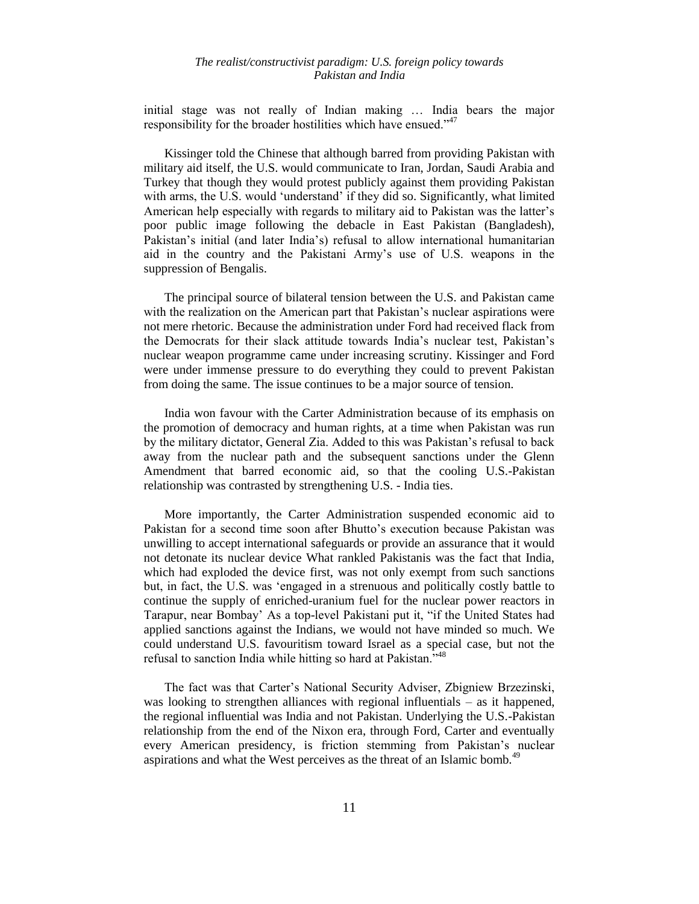initial stage was not really of Indian making … India bears the major responsibility for the broader hostilities which have ensued."[47]

Kissinger told the Chinese that although barred from providing Pakistan with military aid itself, the U.S. would communicate to Iran, Jordan, Saudi Arabia and Turkey that though they would protest publicly against them providing Pakistan with arms, the U.S. would 'understand' if they did so. Significantly, what limited American help especially with regards to military aid to Pakistan was the latter's poor public image following the debacle in East Pakistan (Bangladesh), Pakistan's initial (and later India's) refusal to allow international humanitarian aid in the country and the Pakistani Army's use of U.S. weapons in the suppression of Bengalis.

The principal source of bilateral tension between the U.S. and Pakistan came with the realization on the American part that Pakistan's nuclear aspirations were not mere rhetoric. Because the administration under Ford had received flack from the Democrats for their slack attitude towards India's nuclear test, Pakistan's nuclear weapon programme came under increasing scrutiny. Kissinger and Ford were under immense pressure to do everything they could to prevent Pakistan from doing the same. The issue continues to be a major source of tension.

India won favour with the Carter Administration because of its emphasis on the promotion of democracy and human rights, at a time when Pakistan was run by the military dictator, General Zia. Added to this was Pakistan's refusal to back away from the nuclear path and the subsequent sanctions under the Glenn Amendment that barred economic aid, so that the cooling U.S.-Pakistan relationship was contrasted by strengthening U.S. - India ties.

More importantly, the Carter Administration suspended economic aid to Pakistan for a second time soon after Bhutto's execution because Pakistan was unwilling to accept international safeguards or provide an assurance that it would not detonate its nuclear device What rankled Pakistanis was the fact that India, which had exploded the device first, was not only exempt from such sanctions but, in fact, the U.S. was 'engaged in a strenuous and politically costly battle to continue the supply of enriched-uranium fuel for the nuclear power reactors in Tarapur, near Bombay' As a top-level Pakistani put it, "if the United States had applied sanctions against the Indians, we would not have minded so much. We could understand U.S. favouritism toward Israel as a special case, but not the refusal to sanction India while hitting so hard at Pakistan."[48]

The fact was that Carter's National Security Adviser, Zbigniew Brzezinski, was looking to strengthen alliances with regional influentials – as it happened, the regional influential was India and not Pakistan. Underlying the U.S.-Pakistan relationship from the end of the Nixon era, through Ford, Carter and eventually every American presidency, is friction stemming from Pakistan's nuclear aspirations and what the West perceives as the threat of an Islamic bomb.[49]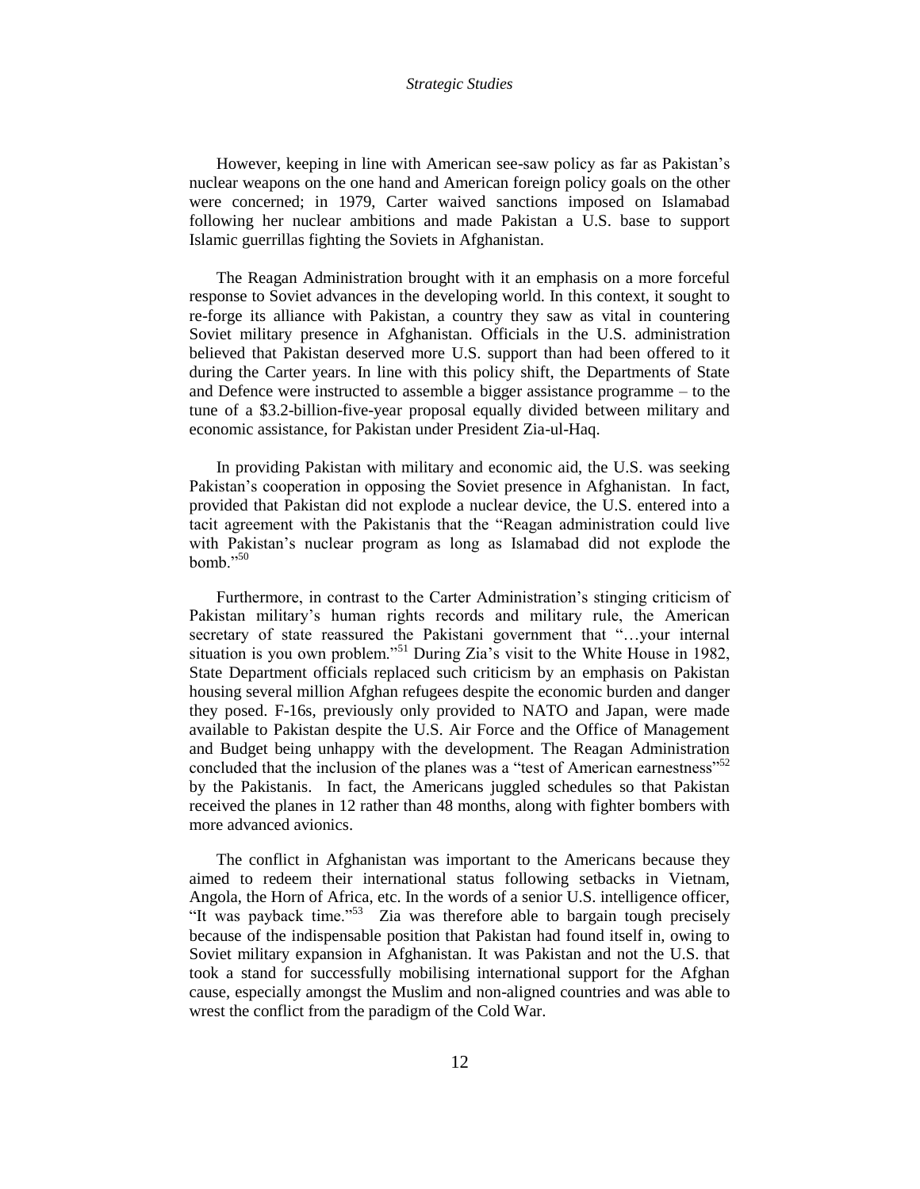However, keeping in line with American see-saw policy as far as Pakistan's nuclear weapons on the one hand and American foreign policy goals on the other were concerned; in 1979, Carter waived sanctions imposed on Islamabad following her nuclear ambitions and made Pakistan a U.S. base to support Islamic guerrillas fighting the Soviets in Afghanistan.

The Reagan Administration brought with it an emphasis on a more forceful response to Soviet advances in the developing world. In this context, it sought to re-forge its alliance with Pakistan, a country they saw as vital in countering Soviet military presence in Afghanistan. Officials in the U.S. administration believed that Pakistan deserved more U.S. support than had been offered to it during the Carter years. In line with this policy shift, the Departments of State and Defence were instructed to assemble a bigger assistance programme – to the tune of a \$3.2-billion-five-year proposal equally divided between military and economic assistance, for Pakistan under President Zia-ul-Haq.

In providing Pakistan with military and economic aid, the U.S. was seeking Pakistan's cooperation in opposing the Soviet presence in Afghanistan. In fact, provided that Pakistan did not explode a nuclear device, the U.S. entered into a tacit agreement with the Pakistanis that the "Reagan administration could live with Pakistan's nuclear program as long as Islamabad did not explode the bomb."[50]

Furthermore, in contrast to the Carter Administration's stinging criticism of Pakistan military's human rights records and military rule, the American secretary of state reassured the Pakistani government that "…your internal situation is you own problem."[51] During Zia's visit to the White House in 1982, State Department officials replaced such criticism by an emphasis on Pakistan housing several million Afghan refugees despite the economic burden and danger they posed. F-16s, previously only provided to NATO and Japan, were made available to Pakistan despite the U.S. Air Force and the Office of Management and Budget being unhappy with the development. The Reagan Administration concluded that the inclusion of the planes was a "test of American earnestness"[52] by the Pakistanis. In fact, the Americans juggled schedules so that Pakistan received the planes in 12 rather than 48 months, along with fighter bombers with more advanced avionics.

The conflict in Afghanistan was important to the Americans because they aimed to redeem their international status following setbacks in Vietnam, Angola, the Horn of Africa, etc. In the words of a senior U.S. intelligence officer, "It was payback time."[53] Zia was therefore able to bargain tough precisely because of the indispensable position that Pakistan had found itself in, owing to Soviet military expansion in Afghanistan. It was Pakistan and not the U.S. that took a stand for successfully mobilising international support for the Afghan cause, especially amongst the Muslim and non-aligned countries and was able to wrest the conflict from the paradigm of the Cold War.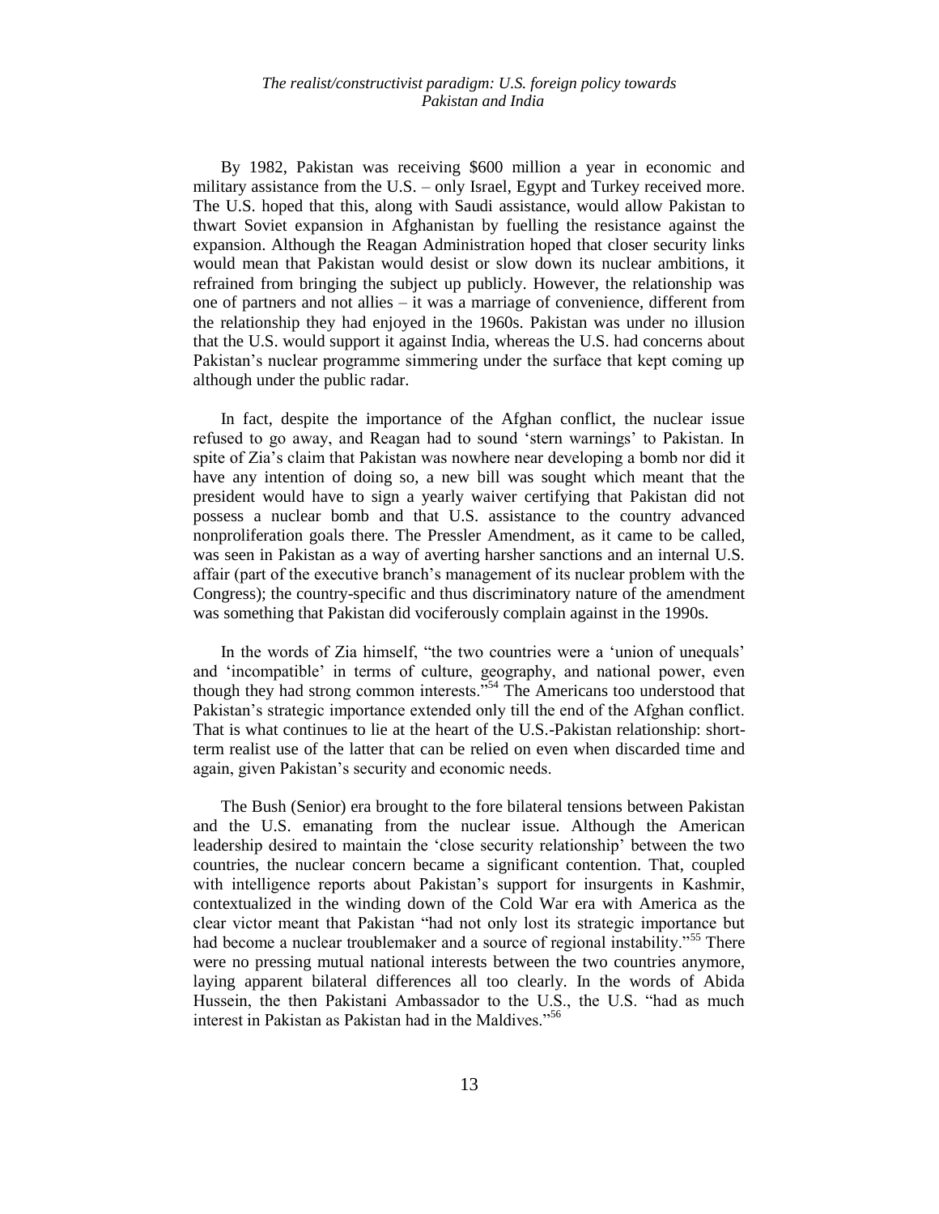By 1982, Pakistan was receiving \$600 million a year in economic and military assistance from the U.S. – only Israel, Egypt and Turkey received more. The U.S. hoped that this, along with Saudi assistance, would allow Pakistan to thwart Soviet expansion in Afghanistan by fuelling the resistance against the expansion. Although the Reagan Administration hoped that closer security links would mean that Pakistan would desist or slow down its nuclear ambitions, it refrained from bringing the subject up publicly. However, the relationship was one of partners and not allies – it was a marriage of convenience, different from the relationship they had enjoyed in the 1960s. Pakistan was under no illusion that the U.S. would support it against India, whereas the U.S. had concerns about Pakistan's nuclear programme simmering under the surface that kept coming up although under the public radar.

In fact, despite the importance of the Afghan conflict, the nuclear issue refused to go away, and Reagan had to sound 'stern warnings' to Pakistan. In spite of Zia's claim that Pakistan was nowhere near developing a bomb nor did it have any intention of doing so, a new bill was sought which meant that the president would have to sign a yearly waiver certifying that Pakistan did not possess a nuclear bomb and that U.S. assistance to the country advanced nonproliferation goals there. The Pressler Amendment, as it came to be called, was seen in Pakistan as a way of averting harsher sanctions and an internal U.S. affair (part of the executive branch's management of its nuclear problem with the Congress); the country-specific and thus discriminatory nature of the amendment was something that Pakistan did vociferously complain against in the 1990s.

In the words of Zia himself, "the two countries were a 'union of unequals' and 'incompatible' in terms of culture, geography, and national power, even though they had strong common interests."[54] The Americans too understood that Pakistan's strategic importance extended only till the end of the Afghan conflict. That is what continues to lie at the heart of the U.S.-Pakistan relationship: short-term realist use of the latter that can be relied on even when discarded time and again, given Pakistan's security and economic needs.

The Bush (Senior) era brought to the fore bilateral tensions between Pakistan and the U.S. emanating from the nuclear issue. Although the American leadership desired to maintain the 'close security relationship' between the two countries, the nuclear concern became a significant contention. That, coupled with intelligence reports about Pakistan's support for insurgents in Kashmir, contextualized in the winding down of the Cold War era with America as the clear victor meant that Pakistan "had not only lost its strategic importance but had become a nuclear troublemaker and a source of regional instability."[55] There were no pressing mutual national interests between the two countries anymore, laying apparent bilateral differences all too clearly. In the words of Abida Hussein, the then Pakistani Ambassador to the U.S., the U.S. "had as much interest in Pakistan as Pakistan had in the Maldives."[56]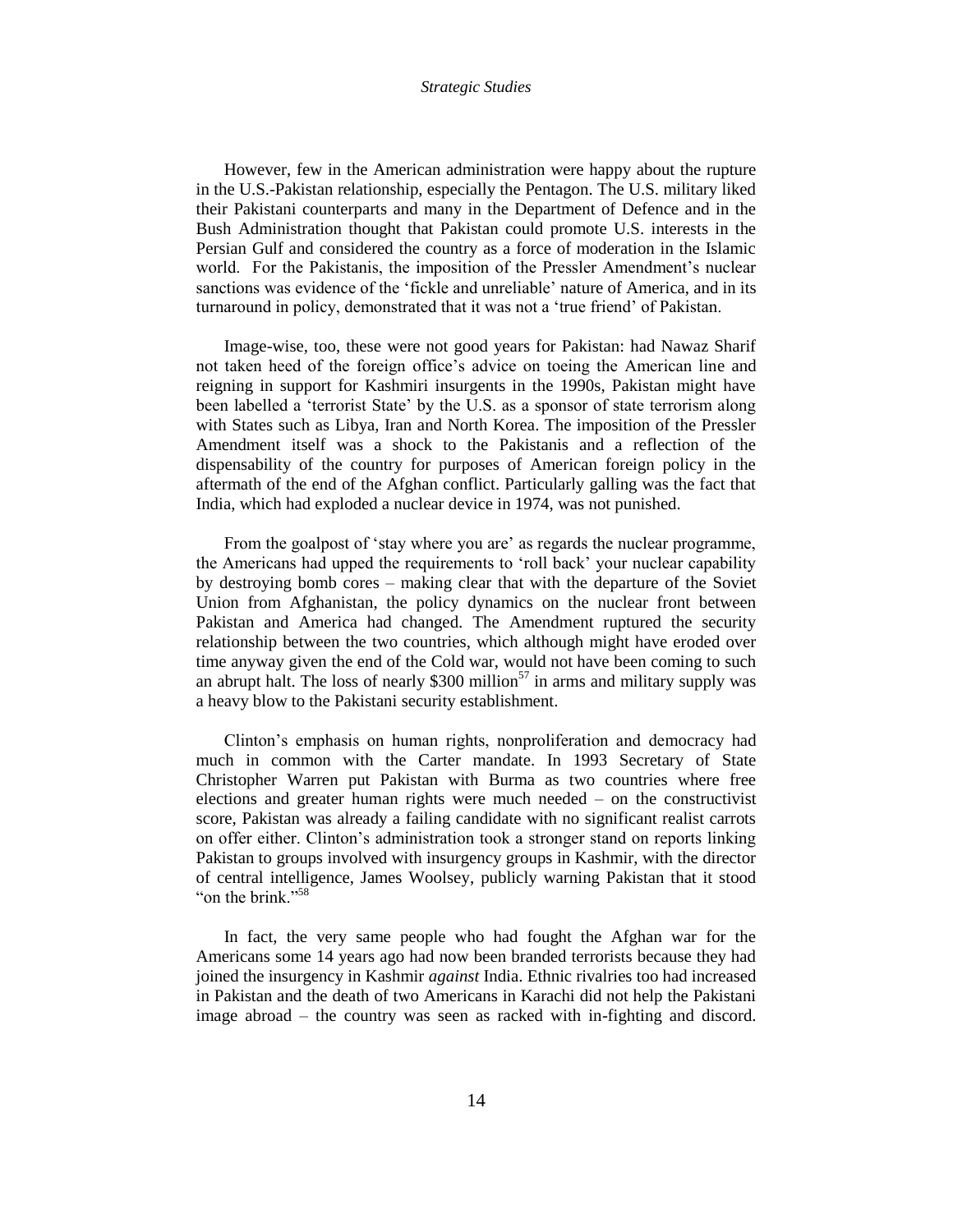However, few in the American administration were happy about the rupture in the U.S.-Pakistan relationship, especially the Pentagon. The U.S. military liked their Pakistani counterparts and many in the Department of Defence and in the Bush Administration thought that Pakistan could promote U.S. interests in the Persian Gulf and considered the country as a force of moderation in the Islamic world. For the Pakistanis, the imposition of the Pressler Amendment's nuclear sanctions was evidence of the 'fickle and unreliable' nature of America, and in its turnaround in policy, demonstrated that it was not a 'true friend' of Pakistan.

Image-wise, too, these were not good years for Pakistan: had Nawaz Sharif not taken heed of the foreign office's advice on toeing the American line and reigning in support for Kashmiri insurgents in the 1990s, Pakistan might have been labelled a 'terrorist State' by the U.S. as a sponsor of state terrorism along with States such as Libya, Iran and North Korea. The imposition of the Pressler Amendment itself was a shock to the Pakistanis and a reflection of the dispensability of the country for purposes of American foreign policy in the aftermath of the end of the Afghan conflict. Particularly galling was the fact that India, which had exploded a nuclear device in 1974, was not punished.

From the goalpost of 'stay where you are' as regards the nuclear programme, the Americans had upped the requirements to 'roll back' your nuclear capability by destroying bomb cores – making clear that with the departure of the Soviet Union from Afghanistan, the policy dynamics on the nuclear front between Pakistan and America had changed. The Amendment ruptured the security relationship between the two countries, which although might have eroded over time anyway given the end of the Cold war, would not have been coming to such an abrupt halt. The loss of nearly \$300 million[57] in arms and military supply was a heavy blow to the Pakistani security establishment.

Clinton's emphasis on human rights, nonproliferation and democracy had much in common with the Carter mandate. In 1993 Secretary of State Christopher Warren put Pakistan with Burma as two countries where free elections and greater human rights were much needed – on the constructivist score, Pakistan was already a failing candidate with no significant realist carrots on offer either. Clinton's administration took a stronger stand on reports linking Pakistan to groups involved with insurgency groups in Kashmir, with the director of central intelligence, James Woolsey, publicly warning Pakistan that it stood "on the brink."[58]

In fact, the very same people who had fought the Afghan war for the Americans some 14 years ago had now been branded terrorists because they had joined the insurgency in Kashmir *against* India. Ethnic rivalries too had increased in Pakistan and the death of two Americans in Karachi did not help the Pakistani image abroad – the country was seen as racked with in-fighting and discord.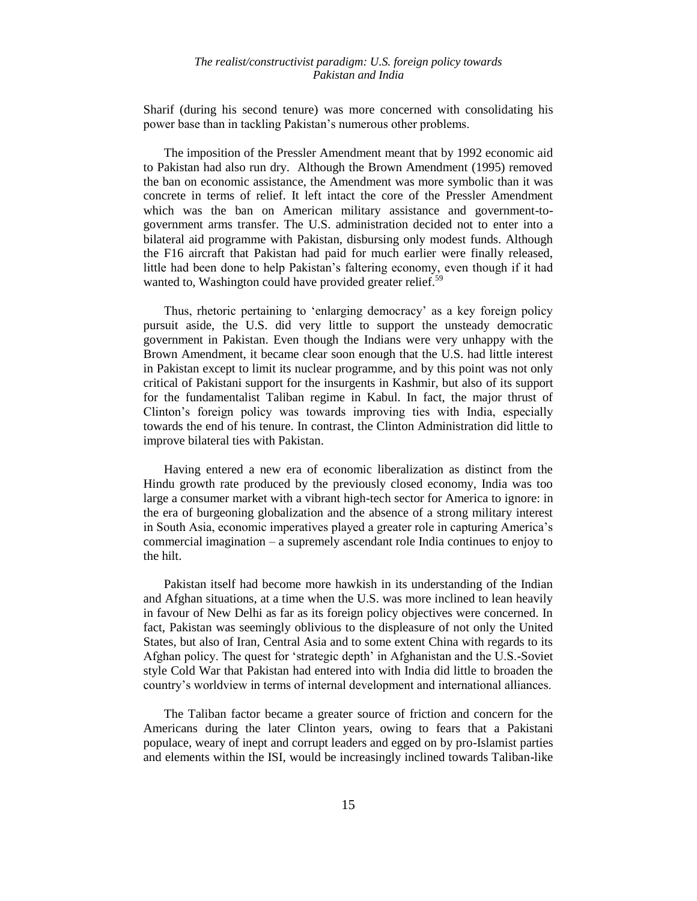Sharif (during his second tenure) was more concerned with consolidating his power base than in tackling Pakistan's numerous other problems.

The imposition of the Pressler Amendment meant that by 1992 economic aid to Pakistan had also run dry. Although the Brown Amendment (1995) removed the ban on economic assistance, the Amendment was more symbolic than it was concrete in terms of relief. It left intact the core of the Pressler Amendment which was the ban on American military assistance and government-to-government arms transfer. The U.S. administration decided not to enter into a bilateral aid programme with Pakistan, disbursing only modest funds. Although the F16 aircraft that Pakistan had paid for much earlier were finally released, little had been done to help Pakistan's faltering economy, even though if it had wanted to, Washington could have provided greater relief.[59]

Thus, rhetoric pertaining to 'enlarging democracy' as a key foreign policy pursuit aside, the U.S. did very little to support the unsteady democratic government in Pakistan. Even though the Indians were very unhappy with the Brown Amendment, it became clear soon enough that the U.S. had little interest in Pakistan except to limit its nuclear programme, and by this point was not only critical of Pakistani support for the insurgents in Kashmir, but also of its support for the fundamentalist Taliban regime in Kabul. In fact, the major thrust of Clinton's foreign policy was towards improving ties with India, especially towards the end of his tenure. In contrast, the Clinton Administration did little to improve bilateral ties with Pakistan.

Having entered a new era of economic liberalization as distinct from the Hindu growth rate produced by the previously closed economy, India was too large a consumer market with a vibrant high-tech sector for America to ignore: in the era of burgeoning globalization and the absence of a strong military interest in South Asia, economic imperatives played a greater role in capturing America's commercial imagination – a supremely ascendant role India continues to enjoy to the hilt.

Pakistan itself had become more hawkish in its understanding of the Indian and Afghan situations, at a time when the U.S. was more inclined to lean heavily in favour of New Delhi as far as its foreign policy objectives were concerned. In fact, Pakistan was seemingly oblivious to the displeasure of not only the United States, but also of Iran, Central Asia and to some extent China with regards to its Afghan policy. The quest for 'strategic depth' in Afghanistan and the U.S.-Soviet style Cold War that Pakistan had entered into with India did little to broaden the country's worldview in terms of internal development and international alliances.

The Taliban factor became a greater source of friction and concern for the Americans during the later Clinton years, owing to fears that a Pakistani populace, weary of inept and corrupt leaders and egged on by pro-Islamist parties and elements within the ISI, would be increasingly inclined towards Taliban-like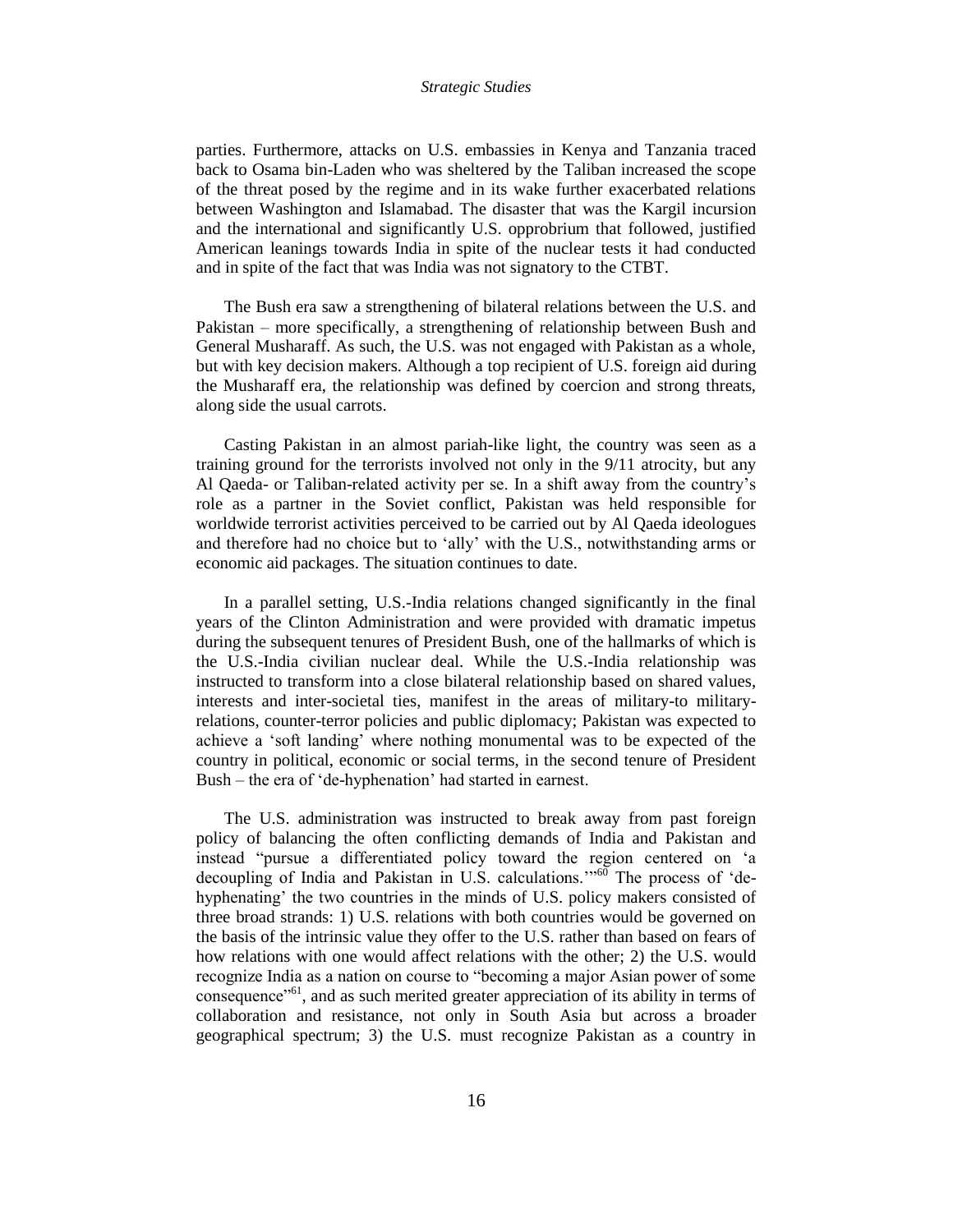parties. Furthermore, attacks on U.S. embassies in Kenya and Tanzania traced back to Osama bin-Laden who was sheltered by the Taliban increased the scope of the threat posed by the regime and in its wake further exacerbated relations between Washington and Islamabad. The disaster that was the Kargil incursion and the international and significantly U.S. opprobrium that followed, justified American leanings towards India in spite of the nuclear tests it had conducted and in spite of the fact that was India was not signatory to the CTBT.

The Bush era saw a strengthening of bilateral relations between the U.S. and Pakistan – more specifically, a strengthening of relationship between Bush and General Musharaff. As such, the U.S. was not engaged with Pakistan as a whole, but with key decision makers. Although a top recipient of U.S. foreign aid during the Musharaff era, the relationship was defined by coercion and strong threats, along side the usual carrots.

Casting Pakistan in an almost pariah-like light, the country was seen as a training ground for the terrorists involved not only in the 9/11 atrocity, but any Al Qaeda- or Taliban-related activity per se. In a shift away from the country's role as a partner in the Soviet conflict, Pakistan was held responsible for worldwide terrorist activities perceived to be carried out by Al Qaeda ideologues and therefore had no choice but to 'ally' with the U.S., notwithstanding arms or economic aid packages. The situation continues to date.

In a parallel setting, U.S.-India relations changed significantly in the final years of the Clinton Administration and were provided with dramatic impetus during the subsequent tenures of President Bush, one of the hallmarks of which is the U.S.-India civilian nuclear deal. While the U.S.-India relationship was instructed to transform into a close bilateral relationship based on shared values, interests and inter-societal ties, manifest in the areas of military-to military-relations, counter-terror policies and public diplomacy; Pakistan was expected to achieve a 'soft landing' where nothing monumental was to be expected of the country in political, economic or social terms, in the second tenure of President Bush – the era of 'de-hyphenation' had started in earnest.

The U.S. administration was instructed to break away from past foreign policy of balancing the often conflicting demands of India and Pakistan and instead "pursue a differentiated policy toward the region centered on 'a decoupling of India and Pakistan in U.S. calculations.'"[60] The process of 'de-hyphenating' the two countries in the minds of U.S. policy makers consisted of three broad strands: 1) U.S. relations with both countries would be governed on the basis of the intrinsic value they offer to the U.S. rather than based on fears of how relations with one would affect relations with the other; 2) the U.S. would recognize India as a nation on course to "becoming a major Asian power of some consequence"[61], and as such merited greater appreciation of its ability in terms of collaboration and resistance, not only in South Asia but across a broader geographical spectrum; 3) the U.S. must recognize Pakistan as a country in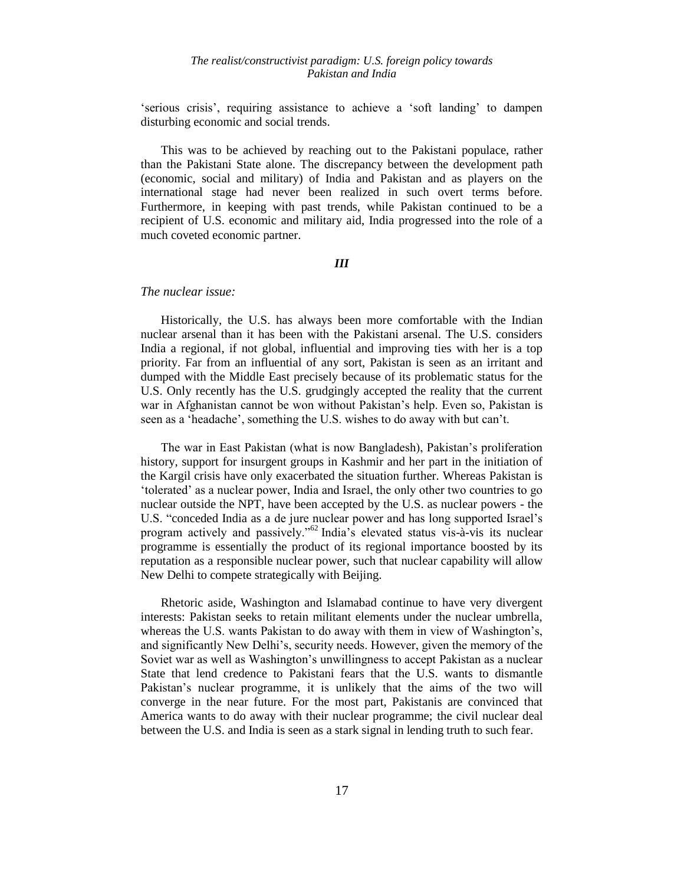'serious crisis', requiring assistance to achieve a 'soft landing' to dampen disturbing economic and social trends.

This was to be achieved by reaching out to the Pakistani populace, rather than the Pakistani State alone. The discrepancy between the development path (economic, social and military) of India and Pakistan and as players on the international stage had never been realized in such overt terms before. Furthermore, in keeping with past trends, while Pakistan continued to be a recipient of U.S. economic and military aid, India progressed into the role of a much coveted economic partner.

### *III*

*The nuclear issue:*

Historically, the U.S. has always been more comfortable with the Indian nuclear arsenal than it has been with the Pakistani arsenal. The U.S. considers India a regional, if not global, influential and improving ties with her is a top priority. Far from an influential of any sort, Pakistan is seen as an irritant and dumped with the Middle East precisely because of its problematic status for the U.S. Only recently has the U.S. grudgingly accepted the reality that the current war in Afghanistan cannot be won without Pakistan's help. Even so, Pakistan is seen as a 'headache', something the U.S. wishes to do away with but can't.

The war in East Pakistan (what is now Bangladesh), Pakistan's proliferation history, support for insurgent groups in Kashmir and her part in the initiation of the Kargil crisis have only exacerbated the situation further. Whereas Pakistan is 'tolerated' as a nuclear power, India and Israel, the only other two countries to go nuclear outside the NPT, have been accepted by the U.S. as nuclear powers - the U.S. "conceded India as a de jure nuclear power and has long supported Israel's program actively and passively."[62] India's elevated status vis-à-vis its nuclear programme is essentially the product of its regional importance boosted by its reputation as a responsible nuclear power, such that nuclear capability will allow New Delhi to compete strategically with Beijing.

Rhetoric aside, Washington and Islamabad continue to have very divergent interests: Pakistan seeks to retain militant elements under the nuclear umbrella, whereas the U.S. wants Pakistan to do away with them in view of Washington's, and significantly New Delhi's, security needs. However, given the memory of the Soviet war as well as Washington's unwillingness to accept Pakistan as a nuclear State that lend credence to Pakistani fears that the U.S. wants to dismantle Pakistan's nuclear programme, it is unlikely that the aims of the two will converge in the near future. For the most part, Pakistanis are convinced that America wants to do away with their nuclear programme; the civil nuclear deal between the U.S. and India is seen as a stark signal in lending truth to such fear.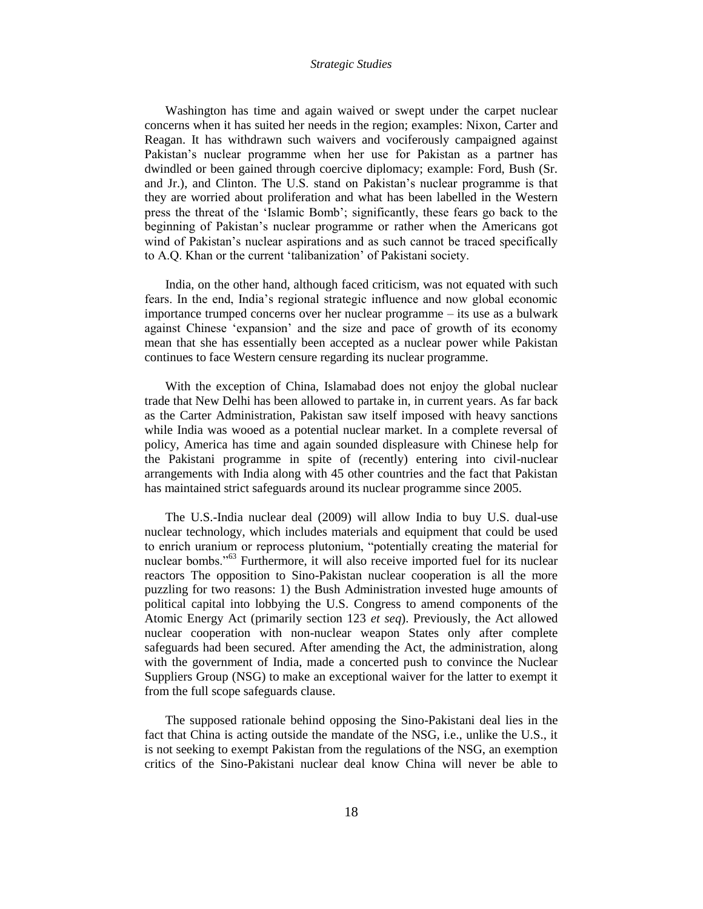Washington has time and again waived or swept under the carpet nuclear concerns when it has suited her needs in the region; examples: Nixon, Carter and Reagan. It has withdrawn such waivers and vociferously campaigned against Pakistan's nuclear programme when her use for Pakistan as a partner has dwindled or been gained through coercive diplomacy; example: Ford, Bush (Sr. and Jr.), and Clinton. The U.S. stand on Pakistan's nuclear programme is that they are worried about proliferation and what has been labelled in the Western press the threat of the 'Islamic Bomb'; significantly, these fears go back to the beginning of Pakistan's nuclear programme or rather when the Americans got wind of Pakistan's nuclear aspirations and as such cannot be traced specifically to A.Q. Khan or the current 'talibanization' of Pakistani society.

India, on the other hand, although faced criticism, was not equated with such fears. In the end, India's regional strategic influence and now global economic importance trumped concerns over her nuclear programme – its use as a bulwark against Chinese 'expansion' and the size and pace of growth of its economy mean that she has essentially been accepted as a nuclear power while Pakistan continues to face Western censure regarding its nuclear programme.

With the exception of China, Islamabad does not enjoy the global nuclear trade that New Delhi has been allowed to partake in, in current years. As far back as the Carter Administration, Pakistan saw itself imposed with heavy sanctions while India was wooed as a potential nuclear market. In a complete reversal of policy, America has time and again sounded displeasure with Chinese help for the Pakistani programme in spite of (recently) entering into civil-nuclear arrangements with India along with 45 other countries and the fact that Pakistan has maintained strict safeguards around its nuclear programme since 2005.

The U.S.-India nuclear deal (2009) will allow India to buy U.S. dual-use nuclear technology, which includes materials and equipment that could be used to enrich uranium or reprocess plutonium, "potentially creating the material for nuclear bombs."[63] Furthermore, it will also receive imported fuel for its nuclear reactors The opposition to Sino-Pakistan nuclear cooperation is all the more puzzling for two reasons: 1) the Bush Administration invested huge amounts of political capital into lobbying the U.S. Congress to amend components of the Atomic Energy Act (primarily section 123 *et seq*). Previously, the Act allowed nuclear cooperation with non-nuclear weapon States only after complete safeguards had been secured. After amending the Act, the administration, along with the government of India, made a concerted push to convince the Nuclear Suppliers Group (NSG) to make an exceptional waiver for the latter to exempt it from the full scope safeguards clause.

The supposed rationale behind opposing the Sino-Pakistani deal lies in the fact that China is acting outside the mandate of the NSG, i.e., unlike the U.S., it is not seeking to exempt Pakistan from the regulations of the NSG, an exemption critics of the Sino-Pakistani nuclear deal know China will never be able to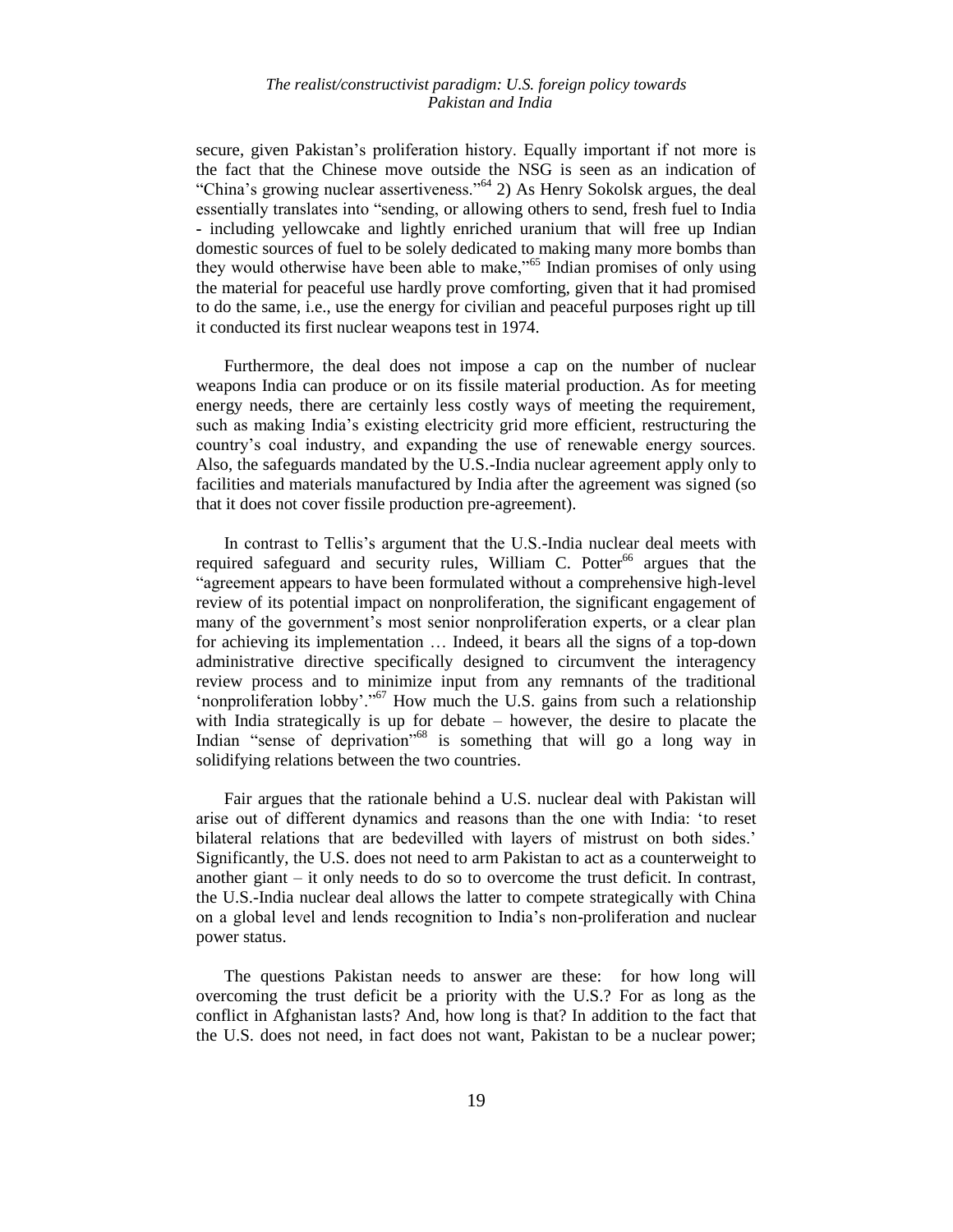secure, given Pakistan's proliferation history. Equally important if not more is the fact that the Chinese move outside the NSG is seen as an indication of "China's growing nuclear assertiveness."[64] 2) As Henry Sokolsk argues, the deal essentially translates into "sending, or allowing others to send, fresh fuel to India - including yellowcake and lightly enriched uranium that will free up Indian domestic sources of fuel to be solely dedicated to making many more bombs than they would otherwise have been able to make,"[65] Indian promises of only using the material for peaceful use hardly prove comforting, given that it had promised to do the same, i.e., use the energy for civilian and peaceful purposes right up till it conducted its first nuclear weapons test in 1974.

Furthermore, the deal does not impose a cap on the number of nuclear weapons India can produce or on its fissile material production. As for meeting energy needs, there are certainly less costly ways of meeting the requirement, such as making India's existing electricity grid more efficient, restructuring the country's coal industry, and expanding the use of renewable energy sources. Also, the safeguards mandated by the U.S.-India nuclear agreement apply only to facilities and materials manufactured by India after the agreement was signed (so that it does not cover fissile production pre-agreement).

In contrast to Tellis's argument that the U.S.-India nuclear deal meets with required safeguard and security rules, William C. Potter[66] argues that the "agreement appears to have been formulated without a comprehensive high-level review of its potential impact on nonproliferation, the significant engagement of many of the government's most senior nonproliferation experts, or a clear plan for achieving its implementation … Indeed, it bears all the signs of a top-down administrative directive specifically designed to circumvent the interagency review process and to minimize input from any remnants of the traditional 'nonproliferation lobby'."[67] How much the U.S. gains from such a relationship with India strategically is up for debate – however, the desire to placate the Indian "sense of deprivation"[68] is something that will go a long way in solidifying relations between the two countries.

Fair argues that the rationale behind a U.S. nuclear deal with Pakistan will arise out of different dynamics and reasons than the one with India: 'to reset bilateral relations that are bedevilled with layers of mistrust on both sides.' Significantly, the U.S. does not need to arm Pakistan to act as a counterweight to another giant – it only needs to do so to overcome the trust deficit. In contrast, the U.S.-India nuclear deal allows the latter to compete strategically with China on a global level and lends recognition to India's non-proliferation and nuclear power status.

The questions Pakistan needs to answer are these: for how long will overcoming the trust deficit be a priority with the U.S.? For as long as the conflict in Afghanistan lasts? And, how long is that? In addition to the fact that the U.S. does not need, in fact does not want, Pakistan to be a nuclear power;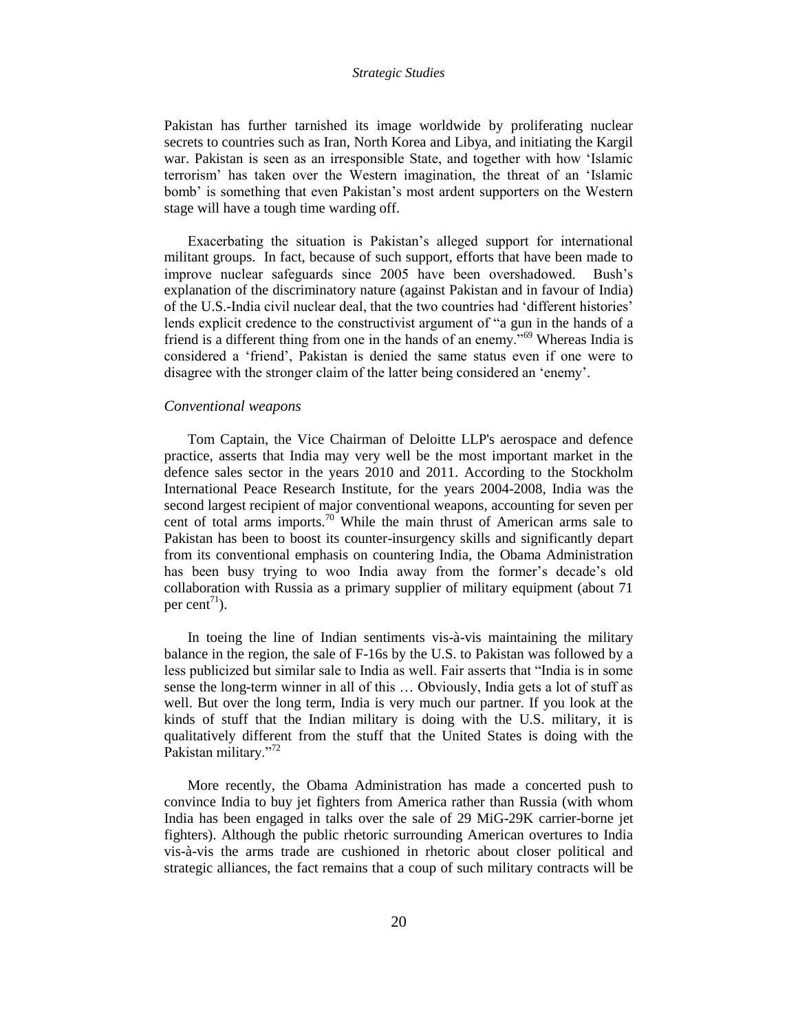Pakistan has further tarnished its image worldwide by proliferating nuclear secrets to countries such as Iran, North Korea and Libya, and initiating the Kargil war. Pakistan is seen as an irresponsible State, and together with how 'Islamic terrorism' has taken over the Western imagination, the threat of an 'Islamic bomb' is something that even Pakistan's most ardent supporters on the Western stage will have a tough time warding off.

Exacerbating the situation is Pakistan's alleged support for international militant groups. In fact, because of such support, efforts that have been made to improve nuclear safeguards since 2005 have been overshadowed. Bush's explanation of the discriminatory nature (against Pakistan and in favour of India) of the U.S.-India civil nuclear deal, that the two countries had 'different histories' lends explicit credence to the constructivist argument of "a gun in the hands of a friend is a different thing from one in the hands of an enemy."[69] Whereas India is considered a 'friend', Pakistan is denied the same status even if one were to disagree with the stronger claim of the latter being considered an 'enemy'.

*Conventional weapons*

Tom Captain, the Vice Chairman of Deloitte LLP's aerospace and defence practice, asserts that India may very well be the most important market in the defence sales sector in the years 2010 and 2011. According to the Stockholm International Peace Research Institute, for the years 2004-2008, India was the second largest recipient of major conventional weapons, accounting for seven per cent of total arms imports.[70] While the main thrust of American arms sale to Pakistan has been to boost its counter-insurgency skills and significantly depart from its conventional emphasis on countering India, the Obama Administration has been busy trying to woo India away from the former's decade's old collaboration with Russia as a primary supplier of military equipment (about 71 per cent[71]).

In toeing the line of Indian sentiments vis-à-vis maintaining the military balance in the region, the sale of F-16s by the U.S. to Pakistan was followed by a less publicized but similar sale to India as well. Fair asserts that "India is in some sense the long-term winner in all of this … Obviously, India gets a lot of stuff as well. But over the long term, India is very much our partner. If you look at the kinds of stuff that the Indian military is doing with the U.S. military, it is qualitatively different from the stuff that the United States is doing with the Pakistan military."[72]

More recently, the Obama Administration has made a concerted push to convince India to buy jet fighters from America rather than Russia (with whom India has been engaged in talks over the sale of 29 MiG-29K carrier-borne jet fighters). Although the public rhetoric surrounding American overtures to India vis-à-vis the arms trade are cushioned in rhetoric about closer political and strategic alliances, the fact remains that a coup of such military contracts will be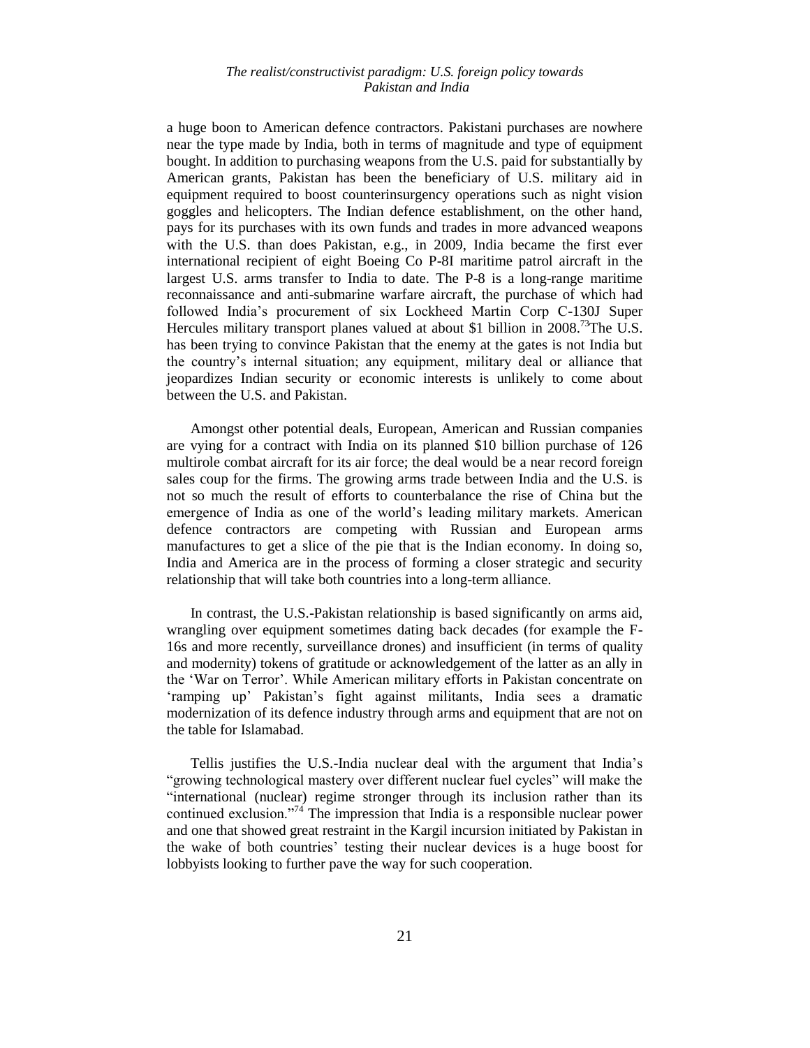a huge boon to American defence contractors. Pakistani purchases are nowhere near the type made by India, both in terms of magnitude and type of equipment bought. In addition to purchasing weapons from the U.S. paid for substantially by American grants, Pakistan has been the beneficiary of U.S. military aid in equipment required to boost counterinsurgency operations such as night vision goggles and helicopters. The Indian defence establishment, on the other hand, pays for its purchases with its own funds and trades in more advanced weapons with the U.S. than does Pakistan, e.g., in 2009, India became the first ever international recipient of eight Boeing Co P-8I maritime patrol aircraft in the largest U.S. arms transfer to India to date. The P-8 is a long-range maritime reconnaissance and anti-submarine warfare aircraft, the purchase of which had followed India's procurement of six Lockheed Martin Corp C-130J Super Hercules military transport planes valued at about $1 billion in 2008.[73] The U.S. has been trying to convince Pakistan that the enemy at the gates is not India but the country's internal situation; any equipment, military deal or alliance that jeopardizes Indian security or economic interests is unlikely to come about between the U.S. and Pakistan.

Amongst other potential deals, European, American and Russian companies are vying for a contract with India on its planned $10 billion purchase of 126 multirole combat aircraft for its air force; the deal would be a near record foreign sales coup for the firms. The growing arms trade between India and the U.S. is not so much the result of efforts to counterbalance the rise of China but the emergence of India as one of the world's leading military markets. American defence contractors are competing with Russian and European arms manufactures to get a slice of the pie that is the Indian economy. In doing so, India and America are in the process of forming a closer strategic and security relationship that will take both countries into a long-term alliance.

In contrast, the U.S.-Pakistan relationship is based significantly on arms aid, wrangling over equipment sometimes dating back decades (for example the F-16s and more recently, surveillance drones) and insufficient (in terms of quality and modernity) tokens of gratitude or acknowledgement of the latter as an ally in the 'War on Terror'. While American military efforts in Pakistan concentrate on 'ramping up' Pakistan's fight against militants, India sees a dramatic modernization of its defence industry through arms and equipment that are not on the table for Islamabad.

Tellis justifies the U.S.-India nuclear deal with the argument that India's "growing technological mastery over different nuclear fuel cycles" will make the "international (nuclear) regime stronger through its inclusion rather than its continued exclusion."[74] The impression that India is a responsible nuclear power and one that showed great restraint in the Kargil incursion initiated by Pakistan in the wake of both countries' testing their nuclear devices is a huge boost for lobbyists looking to further pave the way for such cooperation.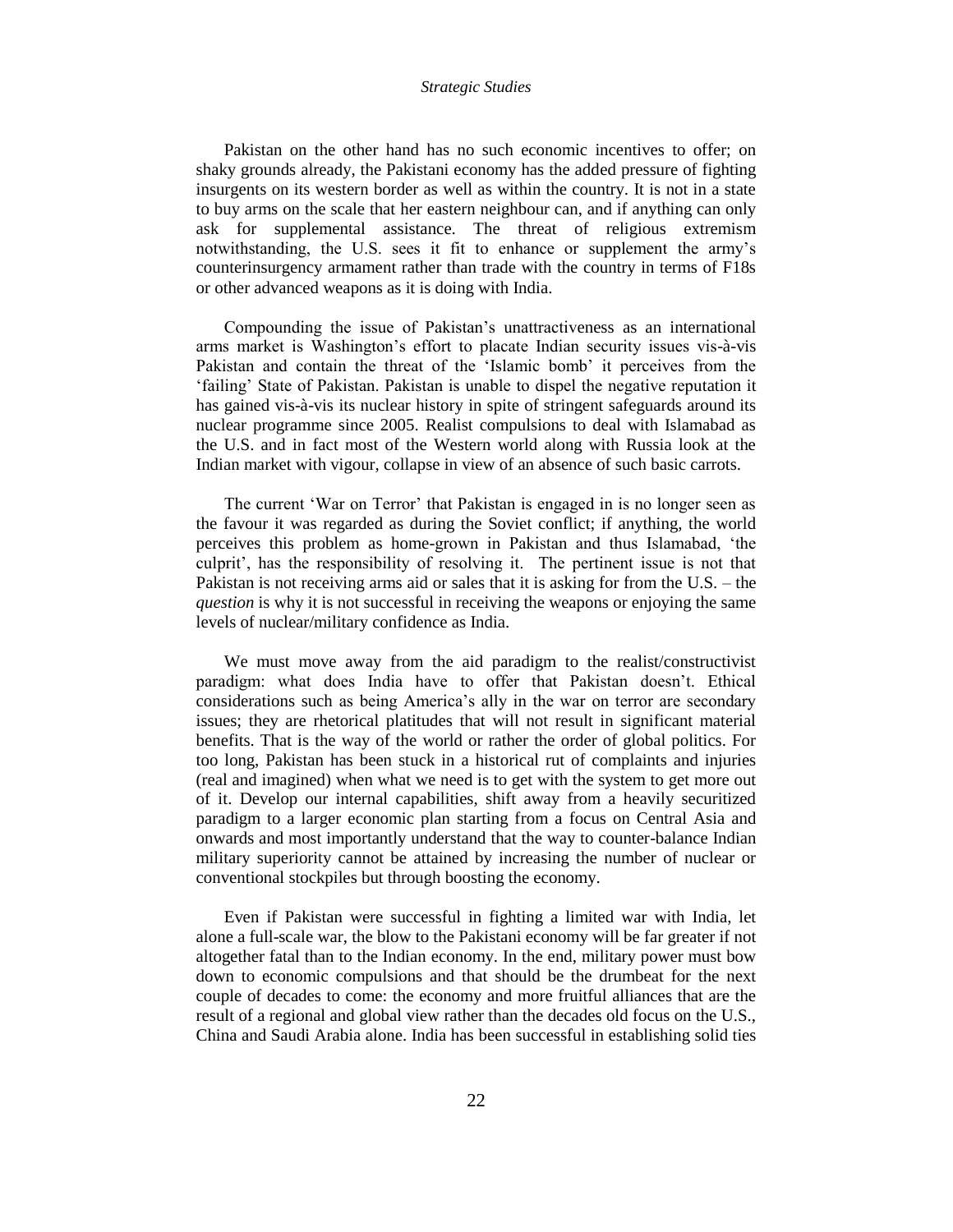Pakistan on the other hand has no such economic incentives to offer; on shaky grounds already, the Pakistani economy has the added pressure of fighting insurgents on its western border as well as within the country. It is not in a state to buy arms on the scale that her eastern neighbour can, and if anything can only ask for supplemental assistance. The threat of religious extremism notwithstanding, the U.S. sees it fit to enhance or supplement the army's counterinsurgency armament rather than trade with the country in terms of F18s or other advanced weapons as it is doing with India.

Compounding the issue of Pakistan's unattractiveness as an international arms market is Washington's effort to placate Indian security issues vis-à-vis Pakistan and contain the threat of the 'Islamic bomb' it perceives from the 'failing' State of Pakistan. Pakistan is unable to dispel the negative reputation it has gained vis-à-vis its nuclear history in spite of stringent safeguards around its nuclear programme since 2005. Realist compulsions to deal with Islamabad as the U.S. and in fact most of the Western world along with Russia look at the Indian market with vigour, collapse in view of an absence of such basic carrots.

The current 'War on Terror' that Pakistan is engaged in is no longer seen as the favour it was regarded as during the Soviet conflict; if anything, the world perceives this problem as home-grown in Pakistan and thus Islamabad, 'the culprit', has the responsibility of resolving it. The pertinent issue is not that Pakistan is not receiving arms aid or sales that it is asking for from the U.S. – the *question* is why it is not successful in receiving the weapons or enjoying the same levels of nuclear/military confidence as India.

We must move away from the aid paradigm to the realist/constructivist paradigm: what does India have to offer that Pakistan doesn't. Ethical considerations such as being America's ally in the war on terror are secondary issues; they are rhetorical platitudes that will not result in significant material benefits. That is the way of the world or rather the order of global politics. For too long, Pakistan has been stuck in a historical rut of complaints and injuries (real and imagined) when what we need is to get with the system to get more out of it. Develop our internal capabilities, shift away from a heavily securitized paradigm to a larger economic plan starting from a focus on Central Asia and onwards and most importantly understand that the way to counter-balance Indian military superiority cannot be attained by increasing the number of nuclear or conventional stockpiles but through boosting the economy.

Even if Pakistan were successful in fighting a limited war with India, let alone a full-scale war, the blow to the Pakistani economy will be far greater if not altogether fatal than to the Indian economy. In the end, military power must bow down to economic compulsions and that should be the drumbeat for the next couple of decades to come: the economy and more fruitful alliances that are the result of a regional and global view rather than the decades old focus on the U.S., China and Saudi Arabia alone. India has been successful in establishing solid ties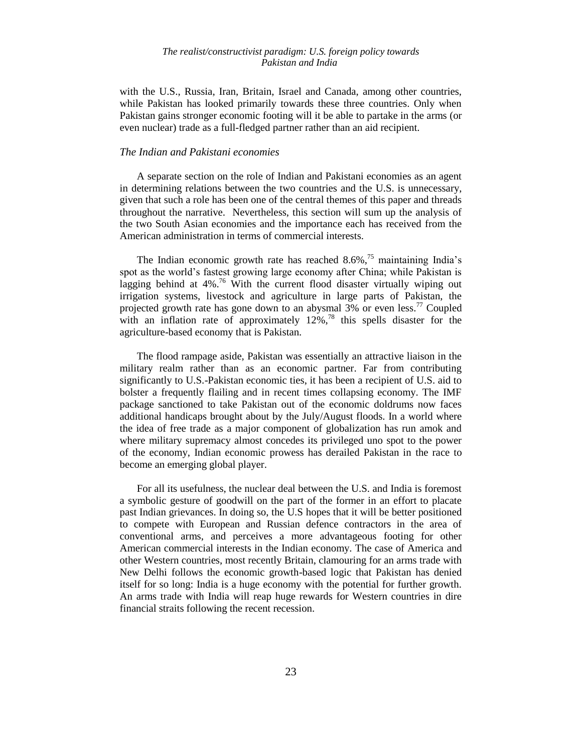with the U.S., Russia, Iran, Britain, Israel and Canada, among other countries, while Pakistan has looked primarily towards these three countries. Only when Pakistan gains stronger economic footing will it be able to partake in the arms (or even nuclear) trade as a full-fledged partner rather than an aid recipient.

*The Indian and Pakistani economies*

A separate section on the role of Indian and Pakistani economies as an agent in determining relations between the two countries and the U.S. is unnecessary, given that such a role has been one of the central themes of this paper and threads throughout the narrative. Nevertheless, this section will sum up the analysis of the two South Asian economies and the importance each has received from the American administration in terms of commercial interests.

The Indian economic growth rate has reached 8.6%,[75] maintaining India's spot as the world's fastest growing large economy after China; while Pakistan is lagging behind at 4%.[76] With the current flood disaster virtually wiping out irrigation systems, livestock and agriculture in large parts of Pakistan, the projected growth rate has gone down to an abysmal 3% or even less.[77] Coupled with an inflation rate of approximately 12%,[78] this spells disaster for the agriculture-based economy that is Pakistan.

The flood rampage aside, Pakistan was essentially an attractive liaison in the military realm rather than as an economic partner. Far from contributing significantly to U.S.-Pakistan economic ties, it has been a recipient of U.S. aid to bolster a frequently flailing and in recent times collapsing economy. The IMF package sanctioned to take Pakistan out of the economic doldrums now faces additional handicaps brought about by the July/August floods. In a world where the idea of free trade as a major component of globalization has run amok and where military supremacy almost concedes its privileged uno spot to the power of the economy, Indian economic prowess has derailed Pakistan in the race to become an emerging global player.

For all its usefulness, the nuclear deal between the U.S. and India is foremost a symbolic gesture of goodwill on the part of the former in an effort to placate past Indian grievances. In doing so, the U.S hopes that it will be better positioned to compete with European and Russian defence contractors in the area of conventional arms, and perceives a more advantageous footing for other American commercial interests in the Indian economy. The case of America and other Western countries, most recently Britain, clamouring for an arms trade with New Delhi follows the economic growth-based logic that Pakistan has denied itself for so long: India is a huge economy with the potential for further growth. An arms trade with India will reap huge rewards for Western countries in dire financial straits following the recent recession.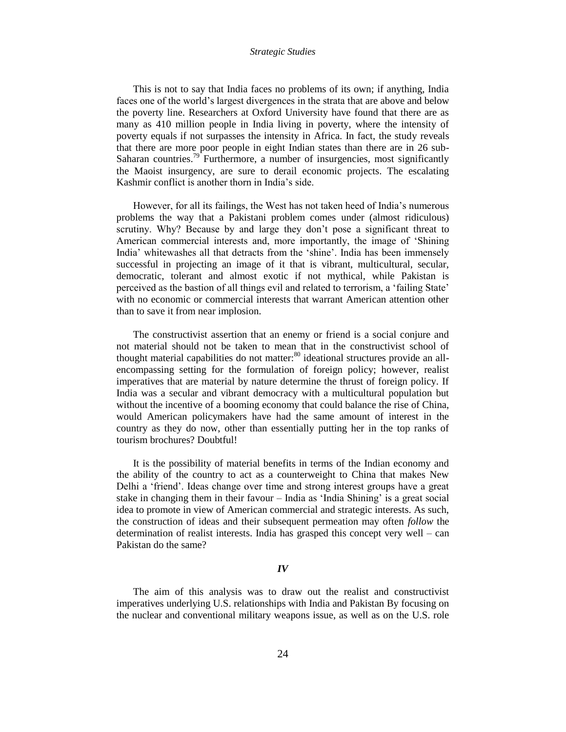This is not to say that India faces no problems of its own; if anything, India faces one of the world's largest divergences in the strata that are above and below the poverty line. Researchers at Oxford University have found that there are as many as 410 million people in India living in poverty, where the intensity of poverty equals if not surpasses the intensity in Africa. In fact, the study reveals that there are more poor people in eight Indian states than there are in 26 sub-Saharan countries.[79] Furthermore, a number of insurgencies, most significantly the Maoist insurgency, are sure to derail economic projects. The escalating Kashmir conflict is another thorn in India's side.

However, for all its failings, the West has not taken heed of India's numerous problems the way that a Pakistani problem comes under (almost ridiculous) scrutiny. Why? Because by and large they don't pose a significant threat to American commercial interests and, more importantly, the image of 'Shining India' whitewashes all that detracts from the 'shine'. India has been immensely successful in projecting an image of it that is vibrant, multicultural, secular, democratic, tolerant and almost exotic if not mythical, while Pakistan is perceived as the bastion of all things evil and related to terrorism, a 'failing State' with no economic or commercial interests that warrant American attention other than to save it from near implosion.

The constructivist assertion that an enemy or friend is a social conjure and not material should not be taken to mean that in the constructivist school of thought material capabilities do not matter:[80] ideational structures provide an all-encompassing setting for the formulation of foreign policy; however, realist imperatives that are material by nature determine the thrust of foreign policy. If India was a secular and vibrant democracy with a multicultural population but without the incentive of a booming economy that could balance the rise of China, would American policymakers have had the same amount of interest in the country as they do now, other than essentially putting her in the top ranks of tourism brochures? Doubtful!

It is the possibility of material benefits in terms of the Indian economy and the ability of the country to act as a counterweight to China that makes New Delhi a 'friend'. Ideas change over time and strong interest groups have a great stake in changing them in their favour – India as 'India Shining' is a great social idea to promote in view of American commercial and strategic interests. As such, the construction of ideas and their subsequent permeation may often *follow* the determination of realist interests. India has grasped this concept very well – can Pakistan do the same?

## *IV*

The aim of this analysis was to draw out the realist and constructivist imperatives underlying U.S. relationships with India and Pakistan By focusing on the nuclear and conventional military weapons issue, as well as on the U.S. role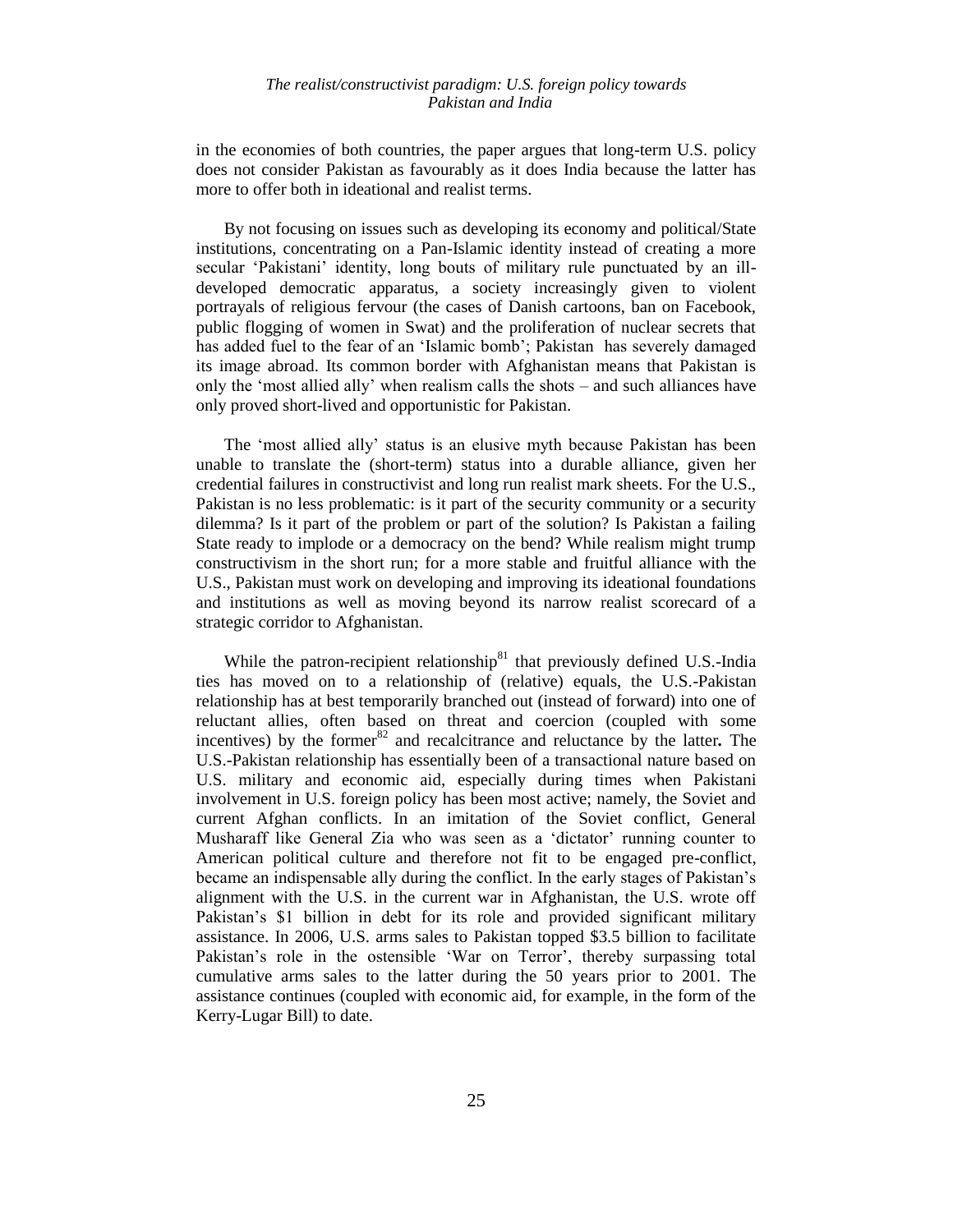in the economies of both countries, the paper argues that long-term U.S. policy does not consider Pakistan as favourably as it does India because the latter has more to offer both in ideational and realist terms.

By not focusing on issues such as developing its economy and political/State institutions, concentrating on a Pan-Islamic identity instead of creating a more secular 'Pakistani' identity, long bouts of military rule punctuated by an ill-developed democratic apparatus, a society increasingly given to violent portrayals of religious fervour (the cases of Danish cartoons, ban on Facebook, public flogging of women in Swat) and the proliferation of nuclear secrets that has added fuel to the fear of an 'Islamic bomb'; Pakistan has severely damaged its image abroad. Its common border with Afghanistan means that Pakistan is only the 'most allied ally' when realism calls the shots – and such alliances have only proved short-lived and opportunistic for Pakistan.

The 'most allied ally' status is an elusive myth because Pakistan has been unable to translate the (short-term) status into a durable alliance, given her credential failures in constructivist and long run realist mark sheets. For the U.S., Pakistan is no less problematic: is it part of the security community or a security dilemma? Is it part of the problem or part of the solution? Is Pakistan a failing State ready to implode or a democracy on the bend? While realism might trump constructivism in the short run; for a more stable and fruitful alliance with the U.S., Pakistan must work on developing and improving its ideational foundations and institutions as well as moving beyond its narrow realist scorecard of a strategic corridor to Afghanistan.

While the patron-recipient relationship[81] that previously defined U.S.-India ties has moved on to a relationship of (relative) equals, the U.S.-Pakistan relationship has at best temporarily branched out (instead of forward) into one of reluctant allies, often based on threat and coercion (coupled with some incentives) by the former[82] and recalcitrance and reluctance by the latter**.** The U.S.-Pakistan relationship has essentially been of a transactional nature based on U.S. military and economic aid, especially during times when Pakistani involvement in U.S. foreign policy has been most active; namely, the Soviet and current Afghan conflicts. In an imitation of the Soviet conflict, General Musharaff like General Zia who was seen as a 'dictator' running counter to American political culture and therefore not fit to be engaged pre-conflict, became an indispensable ally during the conflict. In the early stages of Pakistan's alignment with the U.S. in the current war in Afghanistan, the U.S. wrote off Pakistan's $1 billion in debt for its role and provided significant military assistance. In 2006, U.S. arms sales to Pakistan topped $3.5 billion to facilitate Pakistan's role in the ostensible 'War on Terror', thereby surpassing total cumulative arms sales to the latter during the 50 years prior to 2001. The assistance continues (coupled with economic aid, for example, in the form of the Kerry-Lugar Bill) to date.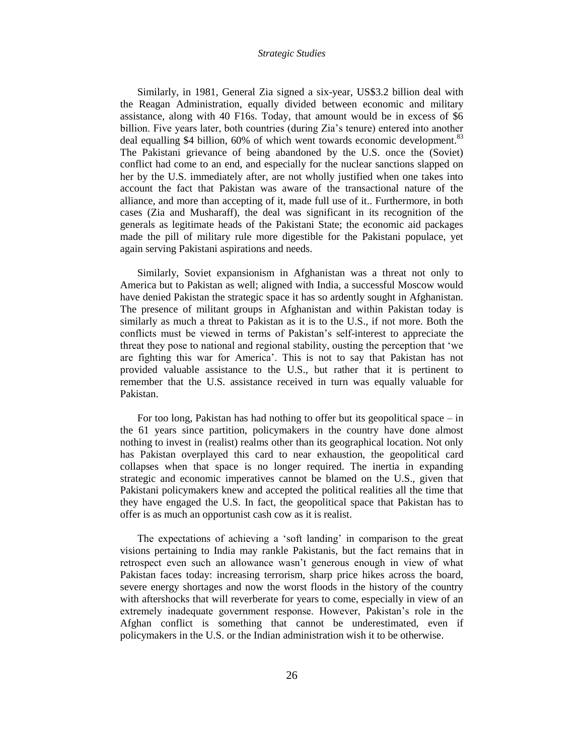Similarly, in 1981, General Zia signed a six-year, US$3.2 billion deal with the Reagan Administration, equally divided between economic and military assistance, along with 40 F16s. Today, that amount would be in excess of $6 billion. Five years later, both countries (during Zia's tenure) entered into another deal equalling $4 billion, 60% of which went towards economic development.[83] The Pakistani grievance of being abandoned by the U.S. once the (Soviet) conflict had come to an end, and especially for the nuclear sanctions slapped on her by the U.S. immediately after, are not wholly justified when one takes into account the fact that Pakistan was aware of the transactional nature of the alliance, and more than accepting of it, made full use of it.. Furthermore, in both cases (Zia and Musharaff), the deal was significant in its recognition of the generals as legitimate heads of the Pakistani State; the economic aid packages made the pill of military rule more digestible for the Pakistani populace, yet again serving Pakistani aspirations and needs.

Similarly, Soviet expansionism in Afghanistan was a threat not only to America but to Pakistan as well; aligned with India, a successful Moscow would have denied Pakistan the strategic space it has so ardently sought in Afghanistan. The presence of militant groups in Afghanistan and within Pakistan today is similarly as much a threat to Pakistan as it is to the U.S., if not more. Both the conflicts must be viewed in terms of Pakistan's self-interest to appreciate the threat they pose to national and regional stability, ousting the perception that 'we are fighting this war for America'. This is not to say that Pakistan has not provided valuable assistance to the U.S., but rather that it is pertinent to remember that the U.S. assistance received in turn was equally valuable for Pakistan.

For too long, Pakistan has had nothing to offer but its geopolitical space – in the 61 years since partition, policymakers in the country have done almost nothing to invest in (realist) realms other than its geographical location. Not only has Pakistan overplayed this card to near exhaustion, the geopolitical card collapses when that space is no longer required. The inertia in expanding strategic and economic imperatives cannot be blamed on the U.S., given that Pakistani policymakers knew and accepted the political realities all the time that they have engaged the U.S. In fact, the geopolitical space that Pakistan has to offer is as much an opportunist cash cow as it is realist.

The expectations of achieving a 'soft landing' in comparison to the great visions pertaining to India may rankle Pakistanis, but the fact remains that in retrospect even such an allowance wasn't generous enough in view of what Pakistan faces today: increasing terrorism, sharp price hikes across the board, severe energy shortages and now the worst floods in the history of the country with aftershocks that will reverberate for years to come, especially in view of an extremely inadequate government response. However, Pakistan's role in the Afghan conflict is something that cannot be underestimated, even if policymakers in the U.S. or the Indian administration wish it to be otherwise.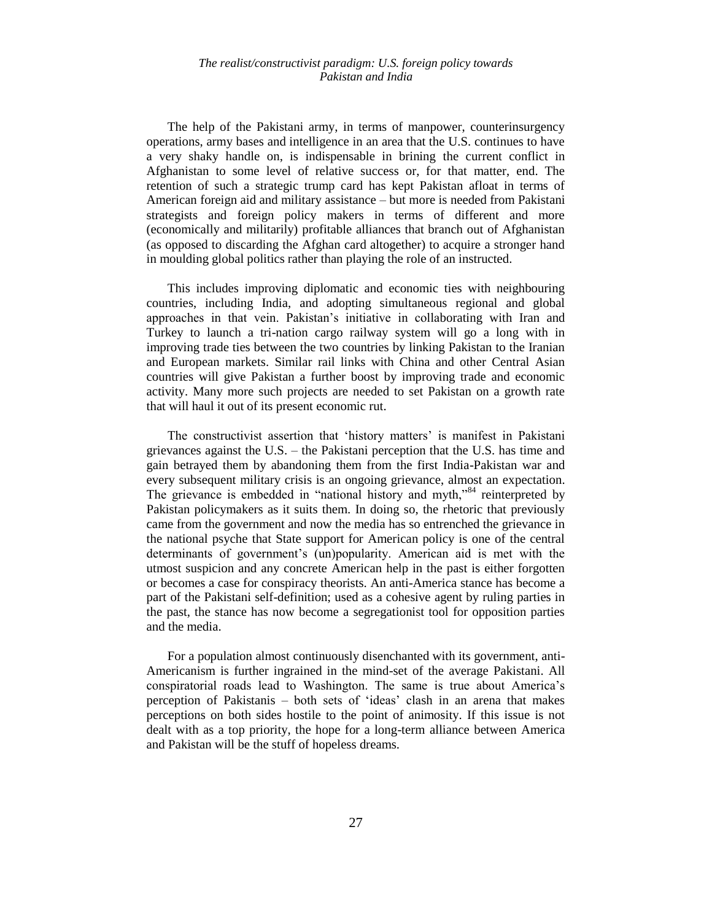The help of the Pakistani army, in terms of manpower, counterinsurgency operations, army bases and intelligence in an area that the U.S. continues to have a very shaky handle on, is indispensable in brining the current conflict in Afghanistan to some level of relative success or, for that matter, end. The retention of such a strategic trump card has kept Pakistan afloat in terms of American foreign aid and military assistance – but more is needed from Pakistani strategists and foreign policy makers in terms of different and more (economically and militarily) profitable alliances that branch out of Afghanistan (as opposed to discarding the Afghan card altogether) to acquire a stronger hand in moulding global politics rather than playing the role of an instructed.

This includes improving diplomatic and economic ties with neighbouring countries, including India, and adopting simultaneous regional and global approaches in that vein. Pakistan's initiative in collaborating with Iran and Turkey to launch a tri-nation cargo railway system will go a long with in improving trade ties between the two countries by linking Pakistan to the Iranian and European markets. Similar rail links with China and other Central Asian countries will give Pakistan a further boost by improving trade and economic activity. Many more such projects are needed to set Pakistan on a growth rate that will haul it out of its present economic rut.

The constructivist assertion that 'history matters' is manifest in Pakistani grievances against the U.S. – the Pakistani perception that the U.S. has time and gain betrayed them by abandoning them from the first India-Pakistan war and every subsequent military crisis is an ongoing grievance, almost an expectation. The grievance is embedded in "national history and myth,"[84] reinterpreted by Pakistan policymakers as it suits them. In doing so, the rhetoric that previously came from the government and now the media has so entrenched the grievance in the national psyche that State support for American policy is one of the central determinants of government's (un)popularity. American aid is met with the utmost suspicion and any concrete American help in the past is either forgotten or becomes a case for conspiracy theorists. An anti-America stance has become a part of the Pakistani self-definition; used as a cohesive agent by ruling parties in the past, the stance has now become a segregationist tool for opposition parties and the media.

For a population almost continuously disenchanted with its government, anti-Americanism is further ingrained in the mind-set of the average Pakistani. All conspiratorial roads lead to Washington. The same is true about America's perception of Pakistanis – both sets of 'ideas' clash in an arena that makes perceptions on both sides hostile to the point of animosity. If this issue is not dealt with as a top priority, the hope for a long-term alliance between America and Pakistan will be the stuff of hopeless dreams.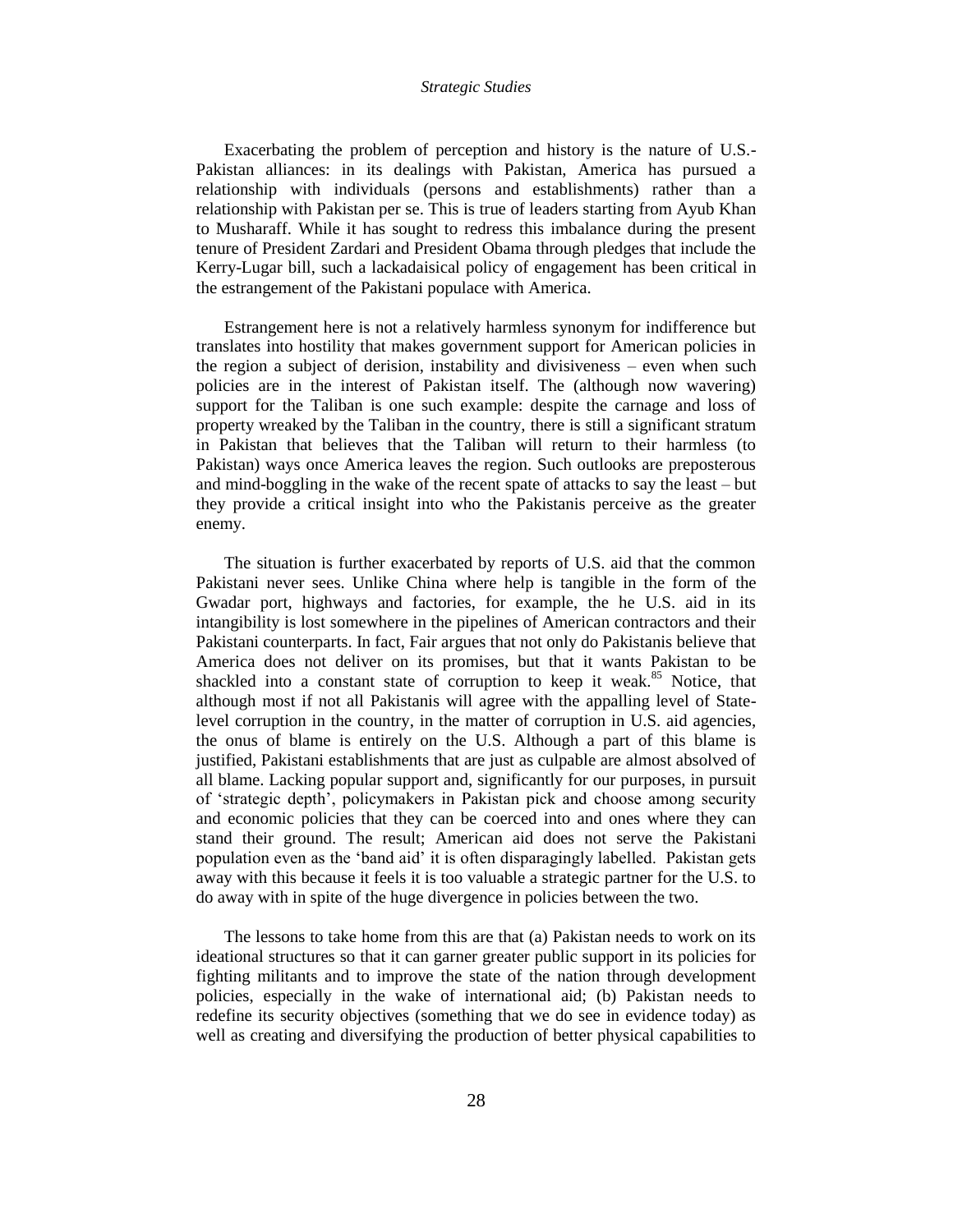Exacerbating the problem of perception and history is the nature of U.S.-Pakistan alliances: in its dealings with Pakistan, America has pursued a relationship with individuals (persons and establishments) rather than a relationship with Pakistan per se. This is true of leaders starting from Ayub Khan to Musharaff. While it has sought to redress this imbalance during the present tenure of President Zardari and President Obama through pledges that include the Kerry-Lugar bill, such a lackadaisical policy of engagement has been critical in the estrangement of the Pakistani populace with America.

Estrangement here is not a relatively harmless synonym for indifference but translates into hostility that makes government support for American policies in the region a subject of derision, instability and divisiveness – even when such policies are in the interest of Pakistan itself. The (although now wavering) support for the Taliban is one such example: despite the carnage and loss of property wreaked by the Taliban in the country, there is still a significant stratum in Pakistan that believes that the Taliban will return to their harmless (to Pakistan) ways once America leaves the region. Such outlooks are preposterous and mind-boggling in the wake of the recent spate of attacks to say the least – but they provide a critical insight into who the Pakistanis perceive as the greater enemy.

The situation is further exacerbated by reports of U.S. aid that the common Pakistani never sees. Unlike China where help is tangible in the form of the Gwadar port, highways and factories, for example, the he U.S. aid in its intangibility is lost somewhere in the pipelines of American contractors and their Pakistani counterparts. In fact, Fair argues that not only do Pakistanis believe that America does not deliver on its promises, but that it wants Pakistan to be shackled into a constant state of corruption to keep it weak.[85] Notice, that although most if not all Pakistanis will agree with the appalling level of State-level corruption in the country, in the matter of corruption in U.S. aid agencies, the onus of blame is entirely on the U.S. Although a part of this blame is justified, Pakistani establishments that are just as culpable are almost absolved of all blame. Lacking popular support and, significantly for our purposes, in pursuit of 'strategic depth', policymakers in Pakistan pick and choose among security and economic policies that they can be coerced into and ones where they can stand their ground. The result; American aid does not serve the Pakistani population even as the 'band aid' it is often disparagingly labelled. Pakistan gets away with this because it feels it is too valuable a strategic partner for the U.S. to do away with in spite of the huge divergence in policies between the two.

The lessons to take home from this are that (a) Pakistan needs to work on its ideational structures so that it can garner greater public support in its policies for fighting militants and to improve the state of the nation through development policies, especially in the wake of international aid; (b) Pakistan needs to redefine its security objectives (something that we do see in evidence today) as well as creating and diversifying the production of better physical capabilities to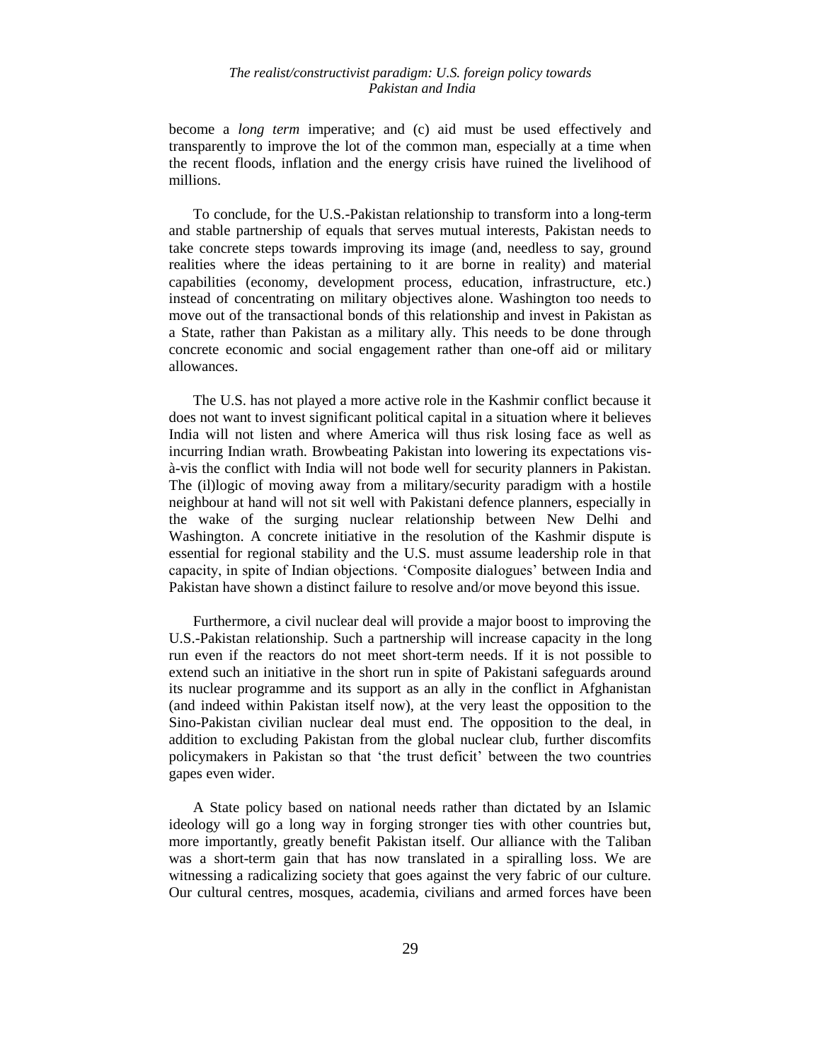become a *long term* imperative; and (c) aid must be used effectively and transparently to improve the lot of the common man, especially at a time when the recent floods, inflation and the energy crisis have ruined the livelihood of millions.

To conclude, for the U.S.-Pakistan relationship to transform into a long-term and stable partnership of equals that serves mutual interests, Pakistan needs to take concrete steps towards improving its image (and, needless to say, ground realities where the ideas pertaining to it are borne in reality) and material capabilities (economy, development process, education, infrastructure, etc.) instead of concentrating on military objectives alone. Washington too needs to move out of the transactional bonds of this relationship and invest in Pakistan as a State, rather than Pakistan as a military ally. This needs to be done through concrete economic and social engagement rather than one-off aid or military allowances.

The U.S. has not played a more active role in the Kashmir conflict because it does not want to invest significant political capital in a situation where it believes India will not listen and where America will thus risk losing face as well as incurring Indian wrath. Browbeating Pakistan into lowering its expectations vis-à-vis the conflict with India will not bode well for security planners in Pakistan. The (il)logic of moving away from a military/security paradigm with a hostile neighbour at hand will not sit well with Pakistani defence planners, especially in the wake of the surging nuclear relationship between New Delhi and Washington. A concrete initiative in the resolution of the Kashmir dispute is essential for regional stability and the U.S. must assume leadership role in that capacity, in spite of Indian objections. 'Composite dialogues' between India and Pakistan have shown a distinct failure to resolve and/or move beyond this issue.

Furthermore, a civil nuclear deal will provide a major boost to improving the U.S.-Pakistan relationship. Such a partnership will increase capacity in the long run even if the reactors do not meet short-term needs. If it is not possible to extend such an initiative in the short run in spite of Pakistani safeguards around its nuclear programme and its support as an ally in the conflict in Afghanistan (and indeed within Pakistan itself now), at the very least the opposition to the Sino-Pakistan civilian nuclear deal must end. The opposition to the deal, in addition to excluding Pakistan from the global nuclear club, further discomfits policymakers in Pakistan so that 'the trust deficit' between the two countries gapes even wider.

A State policy based on national needs rather than dictated by an Islamic ideology will go a long way in forging stronger ties with other countries but, more importantly, greatly benefit Pakistan itself. Our alliance with the Taliban was a short-term gain that has now translated in a spiralling loss. We are witnessing a radicalizing society that goes against the very fabric of our culture. Our cultural centres, mosques, academia, civilians and armed forces have been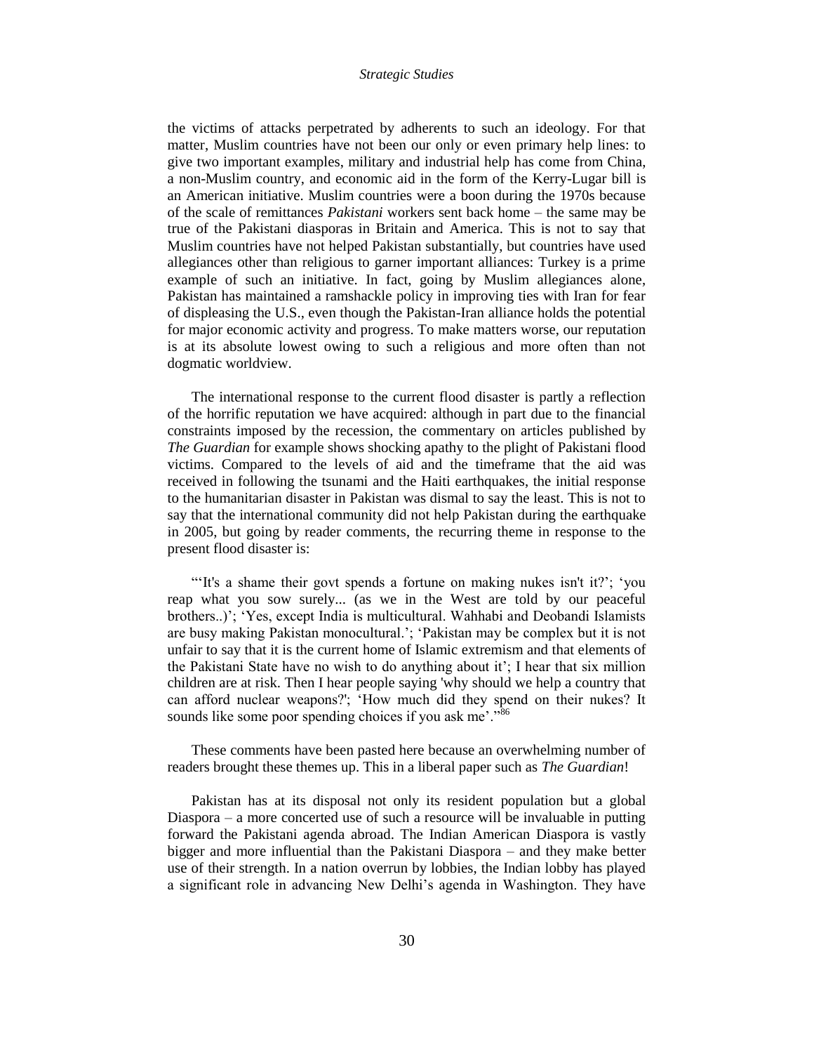the victims of attacks perpetrated by adherents to such an ideology. For that matter, Muslim countries have not been our only or even primary help lines: to give two important examples, military and industrial help has come from China, a non-Muslim country, and economic aid in the form of the Kerry-Lugar bill is an American initiative. Muslim countries were a boon during the 1970s because of the scale of remittances *Pakistani* workers sent back home – the same may be true of the Pakistani diasporas in Britain and America. This is not to say that Muslim countries have not helped Pakistan substantially, but countries have used allegiances other than religious to garner important alliances: Turkey is a prime example of such an initiative. In fact, going by Muslim allegiances alone, Pakistan has maintained a ramshackle policy in improving ties with Iran for fear of displeasing the U.S., even though the Pakistan-Iran alliance holds the potential for major economic activity and progress. To make matters worse, our reputation is at its absolute lowest owing to such a religious and more often than not dogmatic worldview.

The international response to the current flood disaster is partly a reflection of the horrific reputation we have acquired: although in part due to the financial constraints imposed by the recession, the commentary on articles published by *The Guardian* for example shows shocking apathy to the plight of Pakistani flood victims. Compared to the levels of aid and the timeframe that the aid was received in following the tsunami and the Haiti earthquakes, the initial response to the humanitarian disaster in Pakistan was dismal to say the least. This is not to say that the international community did not help Pakistan during the earthquake in 2005, but going by reader comments, the recurring theme in response to the present flood disaster is:

"'It's a shame their govt spends a fortune on making nukes isn't it?'; 'you reap what you sow surely... (as we in the West are told by our peaceful brothers..)'; 'Yes, except India is multicultural. Wahhabi and Deobandi Islamists are busy making Pakistan monocultural.'; 'Pakistan may be complex but it is not unfair to say that it is the current home of Islamic extremism and that elements of the Pakistani State have no wish to do anything about it'; I hear that six million children are at risk. Then I hear people saying 'why should we help a country that can afford nuclear weapons?'; 'How much did they spend on their nukes? It sounds like some poor spending choices if you ask me'."[86]

These comments have been pasted here because an overwhelming number of readers brought these themes up. This in a liberal paper such as *The Guardian*!

Pakistan has at its disposal not only its resident population but a global Diaspora – a more concerted use of such a resource will be invaluable in putting forward the Pakistani agenda abroad. The Indian American Diaspora is vastly bigger and more influential than the Pakistani Diaspora – and they make better use of their strength. In a nation overrun by lobbies, the Indian lobby has played a significant role in advancing New Delhi's agenda in Washington. They have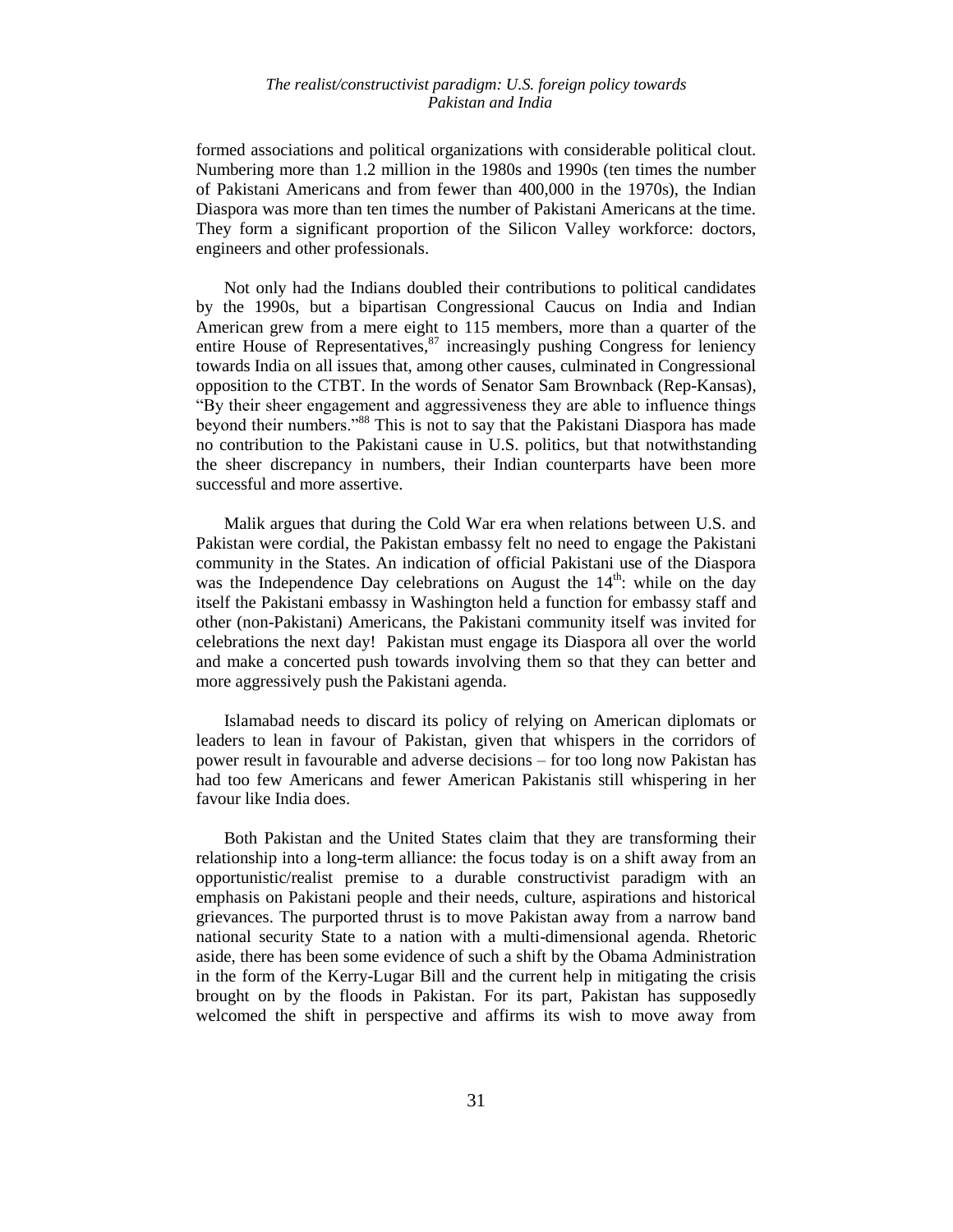formed associations and political organizations with considerable political clout. Numbering more than 1.2 million in the 1980s and 1990s (ten times the number of Pakistani Americans and from fewer than 400,000 in the 1970s), the Indian Diaspora was more than ten times the number of Pakistani Americans at the time. They form a significant proportion of the Silicon Valley workforce: doctors, engineers and other professionals.

Not only had the Indians doubled their contributions to political candidates by the 1990s, but a bipartisan Congressional Caucus on India and Indian American grew from a mere eight to 115 members, more than a quarter of the entire House of Representatives,[87] increasingly pushing Congress for leniency towards India on all issues that, among other causes, culminated in Congressional opposition to the CTBT. In the words of Senator Sam Brownback (Rep-Kansas), "By their sheer engagement and aggressiveness they are able to influence things beyond their numbers."[88] This is not to say that the Pakistani Diaspora has made no contribution to the Pakistani cause in U.S. politics, but that notwithstanding the sheer discrepancy in numbers, their Indian counterparts have been more successful and more assertive.

Malik argues that during the Cold War era when relations between U.S. and Pakistan were cordial, the Pakistan embassy felt no need to engage the Pakistani community in the States. An indication of official Pakistani use of the Diaspora was the Independence Day celebrations on August the 14th: while on the day itself the Pakistani embassy in Washington held a function for embassy staff and other (non-Pakistani) Americans, the Pakistani community itself was invited for celebrations the next day! Pakistan must engage its Diaspora all over the world and make a concerted push towards involving them so that they can better and more aggressively push the Pakistani agenda.

Islamabad needs to discard its policy of relying on American diplomats or leaders to lean in favour of Pakistan, given that whispers in the corridors of power result in favourable and adverse decisions – for too long now Pakistan has had too few Americans and fewer American Pakistanis still whispering in her favour like India does.

Both Pakistan and the United States claim that they are transforming their relationship into a long-term alliance: the focus today is on a shift away from an opportunistic/realist premise to a durable constructivist paradigm with an emphasis on Pakistani people and their needs, culture, aspirations and historical grievances. The purported thrust is to move Pakistan away from a narrow band national security State to a nation with a multi-dimensional agenda. Rhetoric aside, there has been some evidence of such a shift by the Obama Administration in the form of the Kerry-Lugar Bill and the current help in mitigating the crisis brought on by the floods in Pakistan. For its part, Pakistan has supposedly welcomed the shift in perspective and affirms its wish to move away from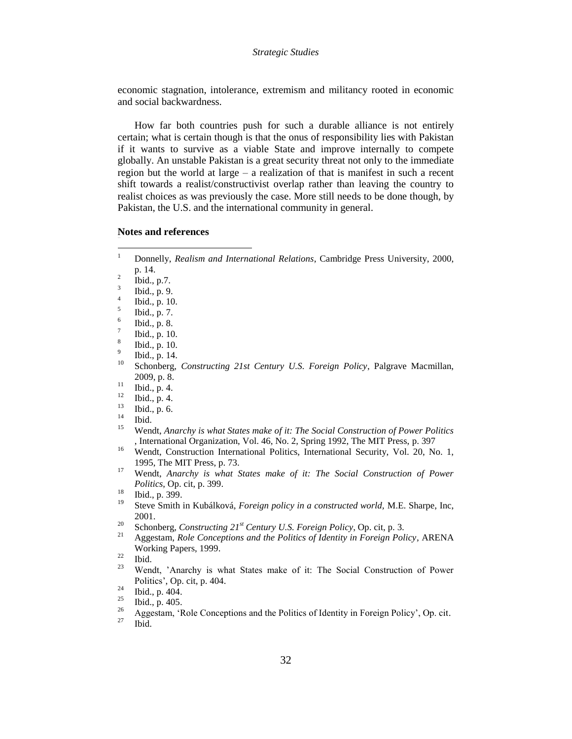economic stagnation, intolerance, extremism and militancy rooted in economic and social backwardness.

How far both countries push for such a durable alliance is not entirely certain; what is certain though is that the onus of responsibility lies with Pakistan if it wants to survive as a viable State and improve internally to compete globally. An unstable Pakistan is a great security threat not only to the immediate region but the world at large – a realization of that is manifest in such a recent shift towards a realist/constructivist overlap rather than leaving the country to realist choices as was previously the case. More still needs to be done though, by Pakistan, the U.S. and the international community in general.

**Notes and references**

1. Donnelly, *Realism and International Relations*, Cambridge Press University, 2000, p. 14.
2. Ibid., p.7.
3. Ibid., p. 9.
4. Ibid., p. 10.
5. Ibid., p. 7.
6. Ibid., p. 8.
7. Ibid., p. 10.
8. Ibid., p. 10.
9. Ibid., p. 14.
10. Schonberg, *Constructing 21st Century U.S. Foreign Policy*, Palgrave Macmillan, 2009, p. 8.
11. Ibid., p. 4.
12. Ibid., p. 4.
13. Ibid., p. 6.
14. Ibid.
15. Wendt, *Anarchy is what States make of it: The Social Construction of Power Politics* , International Organization, Vol. 46, No. 2, Spring 1992, The MIT Press, p. 397
16. Wendt, Construction International Politics, International Security, Vol. 20, No. 1, 1995, The MIT Press, p. 73.
17. Wendt, *Anarchy is what States make of it: The Social Construction of Power Politics*, Op. cit, p. 399.
18. Ibid., p. 399.
19. Steve Smith in Kubálková, *Foreign policy in a constructed world,* M.E. Sharpe, Inc, 2001.
20. Schonberg, *Constructing 21st Century U.S. Foreign Policy*, Op. cit, p. 3.
21. Aggestam, *Role Conceptions and the Politics of Identity in Foreign Policy*, ARENA Working Papers, 1999.
22. Ibid.
23. Wendt, 'Anarchy is what States make of it: The Social Construction of Power Politics', Op. cit, p. 404.
24. Ibid., p. 404.
25. Ibid., p. 405.
26. Aggestam, 'Role Conceptions and the Politics of Identity in Foreign Policy', Op. cit.
27. Ibid.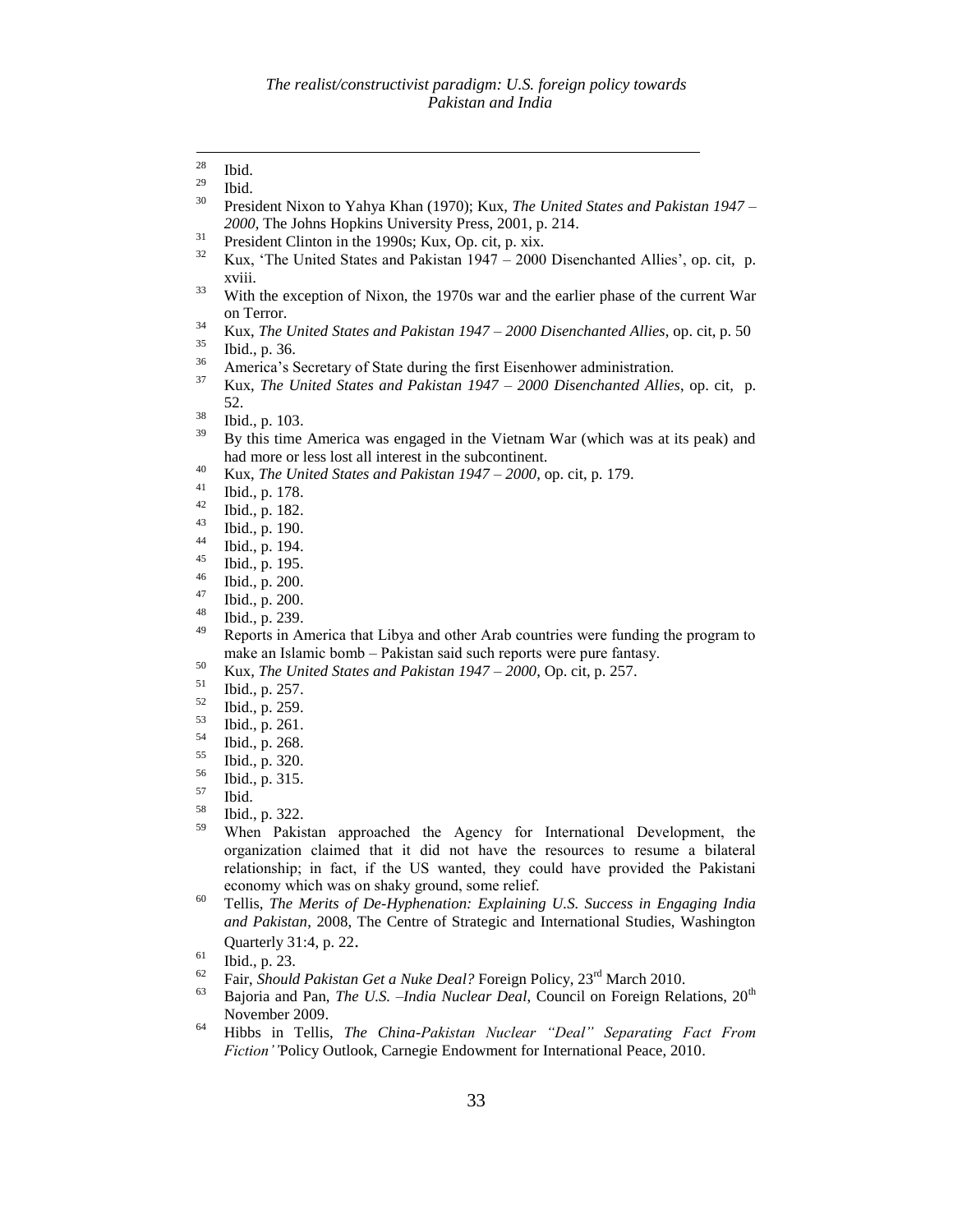[28] Ibid.

[29] Ibid.

[30] President Nixon to Yahya Khan (1970); Kux, *The United States and Pakistan 1947 – 2000*, The Johns Hopkins University Press, 2001, p. 214.

[31] President Clinton in the 1990s; Kux, Op. cit, p. xix.

[32] Kux, 'The United States and Pakistan 1947 – 2000 Disenchanted Allies', op. cit, p. xviii.

[33] With the exception of Nixon, the 1970s war and the earlier phase of the current War on Terror.

[34] Kux, *The United States and Pakistan 1947 – 2000 Disenchanted Allies*, op. cit, p. 50

[35] Ibid., p. 36.

[36] America's Secretary of State during the first Eisenhower administration.

[37] Kux, *The United States and Pakistan 1947 – 2000 Disenchanted Allies*, op. cit, p. 52.

[38] Ibid., p. 103.

[39] By this time America was engaged in the Vietnam War (which was at its peak) and had more or less lost all interest in the subcontinent.

[40] Kux, *The United States and Pakistan 1947 – 2000*, op. cit, p. 179.

[41] Ibid., p. 178.

[42] Ibid., p. 182.

[43] Ibid., p. 190.

[44] Ibid., p. 194.

[45] Ibid., p. 195.

[46] Ibid., p. 200.

[47] Ibid., p. 200.

[48] Ibid., p. 239.

[49] Reports in America that Libya and other Arab countries were funding the program to make an Islamic bomb – Pakistan said such reports were pure fantasy.

[50] Kux, *The United States and Pakistan 1947 – 2000*, Op. cit, p. 257.

[51] Ibid., p. 257.

[52] Ibid., p. 259.

[53] Ibid., p. 261.

[54] Ibid., p. 268.

[55] Ibid., p. 320.

[56] Ibid., p. 315.

[57] Ibid.

[58] Ibid., p. 322.

[59] When Pakistan approached the Agency for International Development, the organization claimed that it did not have the resources to resume a bilateral relationship; in fact, if the US wanted, they could have provided the Pakistani economy which was on shaky ground, some relief.

[60] Tellis, *The Merits of De-Hyphenation: Explaining U.S. Success in Engaging India and Pakistan*, 2008, The Centre of Strategic and International Studies, Washington Quarterly 31:4, p. 22.

[61] Ibid., p. 23.

[62] Fair, *Should Pakistan Get a Nuke Deal?* Foreign Policy, 23rd March 2010.

[63] Bajoria and Pan, *The U.S. –India Nuclear Deal*, Council on Foreign Relations, 20th November 2009.

[64] Hibbs in Tellis, *The China-Pakistan Nuclear "Deal" Separating Fact From Fiction''*Policy Outlook, Carnegie Endowment for International Peace, 2010.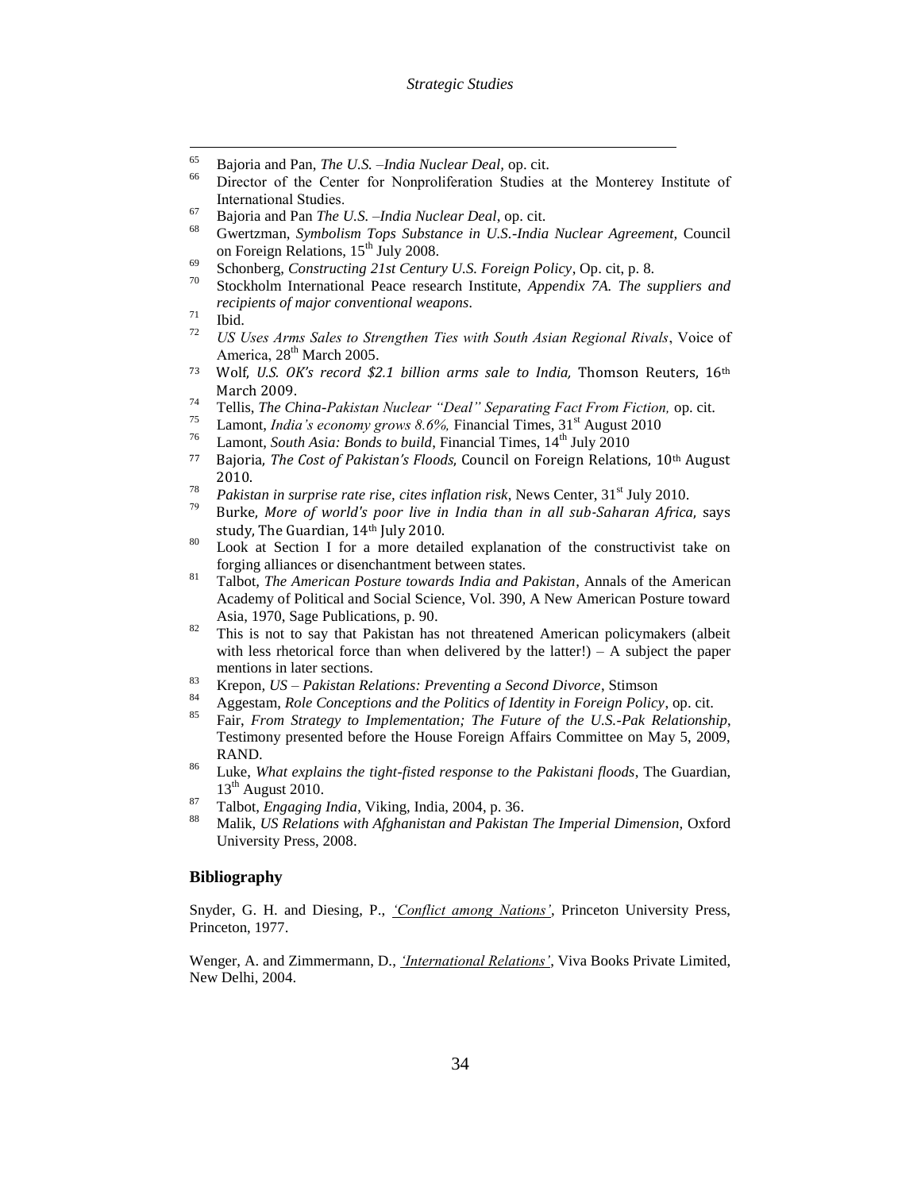[65] Bajoria and Pan, *The U.S. –India Nuclear Deal*, op. cit.

[66] Director of the Center for Nonproliferation Studies at the Monterey Institute of International Studies.

[67] Bajoria and Pan *The U.S. –India Nuclear Deal*, op. cit.

[68] Gwertzman, *Symbolism Tops Substance in U.S.-India Nuclear Agreement*, Council on Foreign Relations, 15th July 2008.

[69] Schonberg, *Constructing 21st Century U.S. Foreign Policy*, Op. cit, p. 8.

[70] Stockholm International Peace research Institute, *Appendix 7A. The suppliers and recipients of major conventional weapons*.

[71] Ibid.

[72] *US Uses Arms Sales to Strengthen Ties with South Asian Regional Rivals*, Voice of America, 28th March 2005.

[73] Wolf, *U.S. OK's record $2.1 billion arms sale to India,* Thomson Reuters, 16th March 2009.

[74] Tellis, *The China-Pakistan Nuclear "Deal" Separating Fact From Fiction,* op. cit.

[75] Lamont, *India's economy grows 8.6%,* Financial Times, 31st August 2010

[76] Lamont, *South Asia: Bonds to build*, Financial Times, 14th July 2010

[77] Bajoria, *The Cost of Pakistan's Floods,* Council on Foreign Relations, 10th August 2010.

[78] *Pakistan in surprise rate rise, cites inflation risk*, News Center, 31st July 2010.

[79] Burke, *More of world's poor live in India than in all sub-Saharan Africa,* says study, The Guardian, 14th July 2010.

[80] Look at Section I for a more detailed explanation of the constructivist take on forging alliances or disenchantment between states.

[81] Talbot, *The American Posture towards India and Pakistan*, Annals of the American Academy of Political and Social Science, Vol. 390, A New American Posture toward Asia, 1970, Sage Publications, p. 90.

[82] This is not to say that Pakistan has not threatened American policymakers (albeit with less rhetorical force than when delivered by the latter!) – A subject the paper mentions in later sections.

[83] Krepon, *US – Pakistan Relations: Preventing a Second Divorce*, Stimson

[84] Aggestam, *Role Conceptions and the Politics of Identity in Foreign Policy*, op. cit.

[85] Fair, *From Strategy to Implementation; The Future of the U.S.-Pak Relationship*, Testimony presented before the House Foreign Affairs Committee on May 5, 2009, RAND.

[86] Luke, *What explains the tight-fisted response to the Pakistani floods*, The Guardian, 13th August 2010.

[87] Talbot, *Engaging India*, Viking, India, 2004, p. 36.

[88] Malik, *US Relations with Afghanistan and Pakistan The Imperial Dimension,* Oxford University Press, 2008.

## Bibliography

Snyder, G. H. and Diesing, P., *'Conflict among Nations'*, Princeton University Press, Princeton, 1977.

Wenger, A. and Zimmermann, D., *'International Relations'*, Viva Books Private Limited, New Delhi, 2004.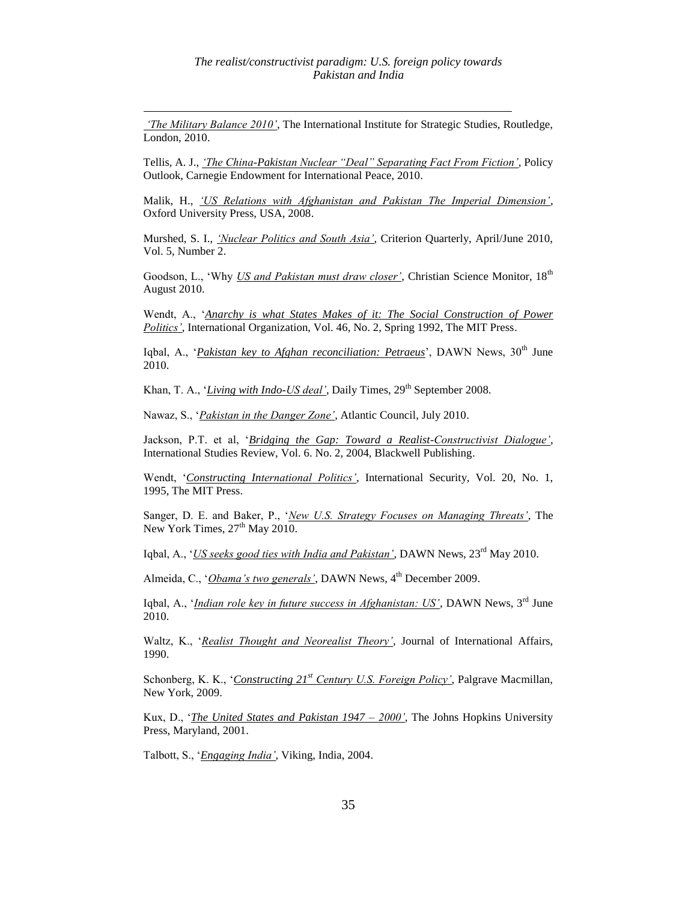*'The Military Balance 2010'*, The International Institute for Strategic Studies, Routledge, London, 2010.

Tellis, A. J., *'The China-Pakistan Nuclear "Deal" Separating Fact From Fiction'*, Policy Outlook, Carnegie Endowment for International Peace, 2010.

Malik, H., *'US Relations with Afghanistan and Pakistan The Imperial Dimension'*, Oxford University Press, USA, 2008.

Murshed, S. I., *'Nuclear Politics and South Asia'*, Criterion Quarterly, April/June 2010, Vol. 5, Number 2.

Goodson, L., 'Why *US and Pakistan must draw closer'*, Christian Science Monitor, 18th August 2010.

Wendt, A., '*Anarchy is what States Makes of it: The Social Construction of Power Politics'*, International Organization, Vol. 46, No. 2, Spring 1992, The MIT Press.

Iqbal, A., '*Pakistan key to Afghan reconciliation: Petraeus*', DAWN News, 30th June 2010.

Khan, T. A., '*Living with Indo-US deal'*, Daily Times, 29th September 2008.

Nawaz, S., '*Pakistan in the Danger Zone'*, Atlantic Council, July 2010.

Jackson, P.T. et al, '*Bridging the Gap: Toward a Realist-Constructivist Dialogue'*, International Studies Review, Vol. 6. No. 2, 2004, Blackwell Publishing.

Wendt, '*Constructing International Politics'*, International Security, Vol. 20, No. 1, 1995, The MIT Press.

Sanger, D. E. and Baker, P., '*New U.S. Strategy Focuses on Managing Threats'*, The New York Times, 27th May 2010.

Iqbal, A., '*US seeks good ties with India and Pakistan'*, DAWN News, 23rd May 2010.

Almeida, C., '*Obama's two generals'*, DAWN News, 4th December 2009.

Iqbal, A., '*Indian role key in future success in Afghanistan: US'*, DAWN News, 3rd June 2010.

Waltz, K., '*Realist Thought and Neorealist Theory'*, Journal of International Affairs, 1990.

Schonberg, K. K., '*Constructing 21st Century U.S. Foreign Policy'*, Palgrave Macmillan, New York, 2009.

Kux, D., '*The United States and Pakistan 1947 – 2000'*, The Johns Hopkins University Press, Maryland, 2001.

Talbott, S., '*Engaging India'*, Viking, India, 2004.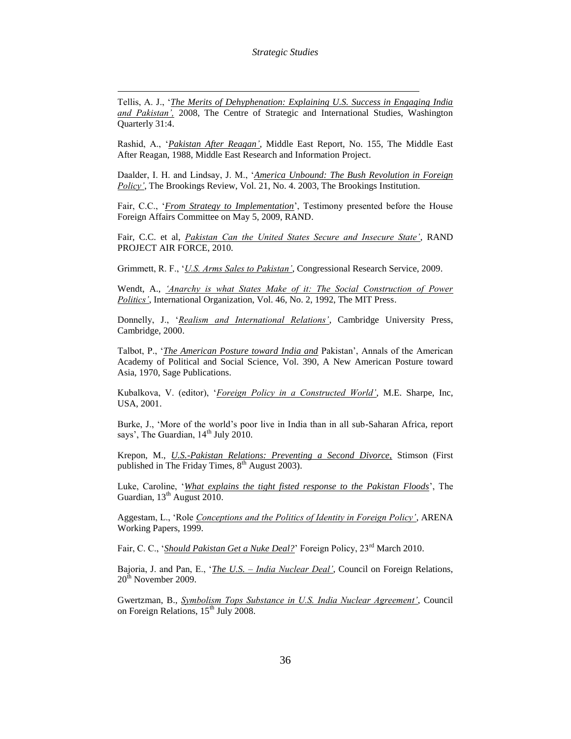Tellis, A. J., '*The Merits of Dehyphenation: Explaining U.S. Success in Engaging India and Pakistan',* 2008, The Centre of Strategic and International Studies, Washington Quarterly 31:4.

Rashid, A., '*Pakistan After Reagan'*, Middle East Report, No. 155, The Middle East After Reagan, 1988, Middle East Research and Information Project.

Daalder, I. H. and Lindsay, J. M., '*America Unbound: The Bush Revolution in Foreign Policy'*, The Brookings Review, Vol. 21, No. 4. 2003, The Brookings Institution.

Fair, C.C., '*From Strategy to Implementation*', Testimony presented before the House Foreign Affairs Committee on May 5, 2009, RAND.

Fair, C.C. et al, *Pakistan Can the United States Secure and Insecure State'*, RAND PROJECT AIR FORCE, 2010.

Grimmett, R. F., '*U.S. Arms Sales to Pakistan'*, Congressional Research Service, 2009.

Wendt, A., *'Anarchy is what States Make of it: The Social Construction of Power Politics'*, International Organization, Vol. 46, No. 2, 1992, The MIT Press.

Donnelly, J., '*Realism and International Relations'*, Cambridge University Press, Cambridge, 2000.

Talbot, P., '*The American Posture toward India and* Pakistan', Annals of the American Academy of Political and Social Science, Vol. 390, A New American Posture toward Asia, 1970, Sage Publications.

Kubalkova, V. (editor), '*Foreign Policy in a Constructed World'*, M.E. Sharpe, Inc, USA, 2001.

Burke, J., 'More of the world's poor live in India than in all sub-Saharan Africa, report says', The Guardian, 14th July 2010.

Krepon, M., *U.S.-Pakistan Relations: Preventing a Second Divorce*, Stimson (First published in The Friday Times, 8th August 2003).

Luke, Caroline, '*What explains the tight fisted response to the Pakistan Floods*', The Guardian, 13th August 2010.

Aggestam, L., 'Role *Conceptions and the Politics of Identity in Foreign Policy'*, ARENA Working Papers, 1999.

Fair, C. C., '*Should Pakistan Get a Nuke Deal?*' Foreign Policy, 23rd March 2010.

Bajoria, J. and Pan, E., '*The U.S. – India Nuclear Deal'*, Council on Foreign Relations, 20th November 2009.

Gwertzman, B., *Symbolism Tops Substance in U.S. India Nuclear Agreement'*, Council on Foreign Relations, 15th July 2008.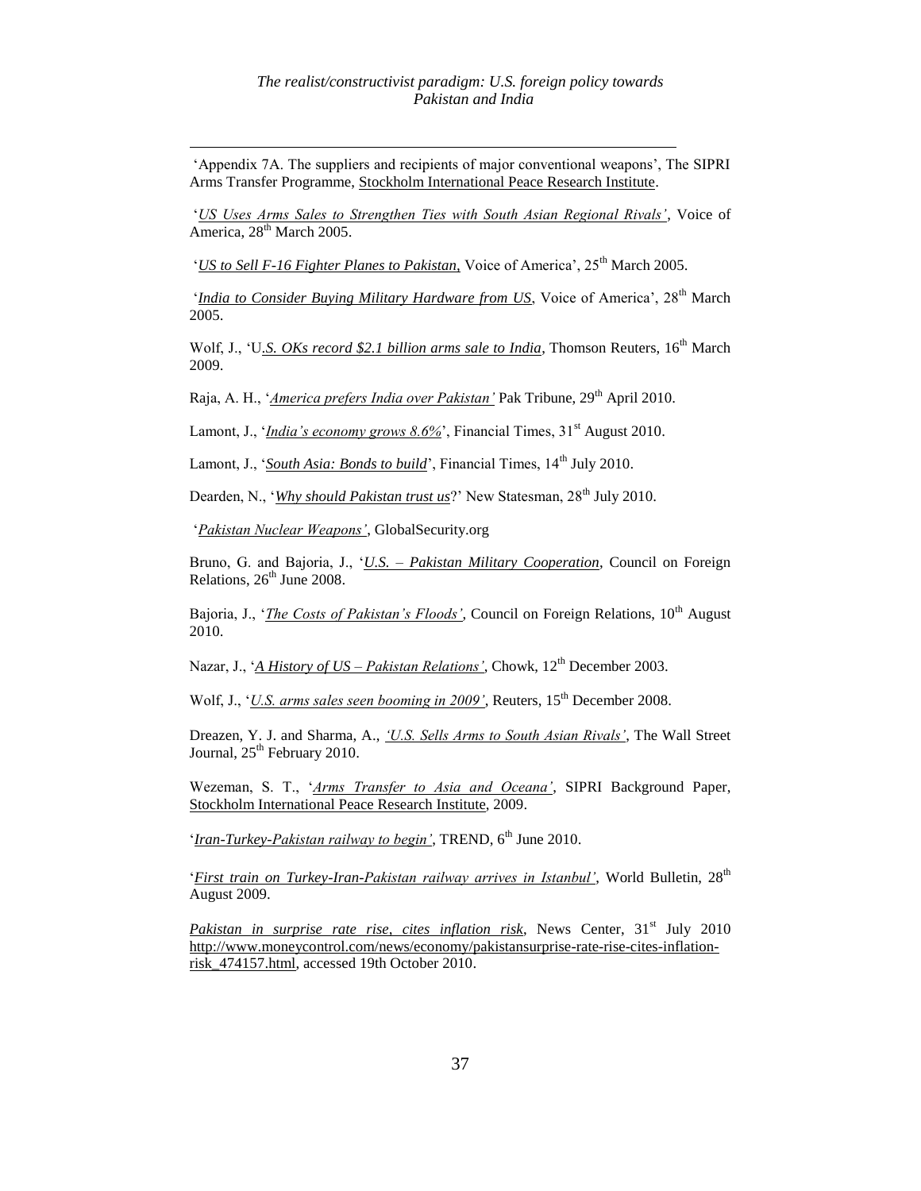'Appendix 7A. The suppliers and recipients of major conventional weapons', The SIPRI Arms Transfer Programme, Stockholm International Peace Research Institute.

'*US Uses Arms Sales to Strengthen Ties with South Asian Regional Rivals'*, Voice of America, 28th March 2005.

'*US to Sell F-16 Fighter Planes to Pakistan,* Voice of America', 25th March 2005.

'*India to Consider Buying Military Hardware from US*, Voice of America', 28th March 2005.

Wolf, J., 'U*.S. OKs record $2.1 billion arms sale to India*, Thomson Reuters, 16th March 2009.

Raja, A. H., '*America prefers India over Pakistan'* Pak Tribune, 29th April 2010.

Lamont, J., '*India's economy grows 8.6%*', Financial Times, 31st August 2010.

Lamont, J., '*South Asia: Bonds to build*', Financial Times, 14th July 2010.

Dearden, N., '*Why should Pakistan trust us*?' New Statesman, 28th July 2010.

'*Pakistan Nuclear Weapons'*, GlobalSecurity.org

Bruno, G. and Bajoria, J., '*U.S. – Pakistan Military Cooperation*, Council on Foreign Relations, 26th June 2008.

Bajoria, J., '*The Costs of Pakistan's Floods'*, Council on Foreign Relations, 10th August 2010.

Nazar, J., '*A History of US – Pakistan Relations'*, Chowk, 12th December 2003.

Wolf, J., '*U.S. arms sales seen booming in 2009'*, Reuters, 15th December 2008.

Dreazen, Y. J. and Sharma, A., *'U.S. Sells Arms to South Asian Rivals'*, The Wall Street Journal, 25th February 2010.

Wezeman, S. T., '*Arms Transfer to Asia and Oceana'*, SIPRI Background Paper, Stockholm International Peace Research Institute, 2009.

'*Iran-Turkey-Pakistan railway to begin'*, TREND, 6th June 2010.

'*First train on Turkey-Iran-Pakistan railway arrives in Istanbul'*, World Bulletin, 28th August 2009.

*Pakistan in surprise rate rise, cites inflation risk*, News Center, 31st July 2010 http://www.moneycontrol.com/news/economy/pakistansurprise-rate-rise-cites-inflation-risk_474157.html, accessed 19th October 2010.